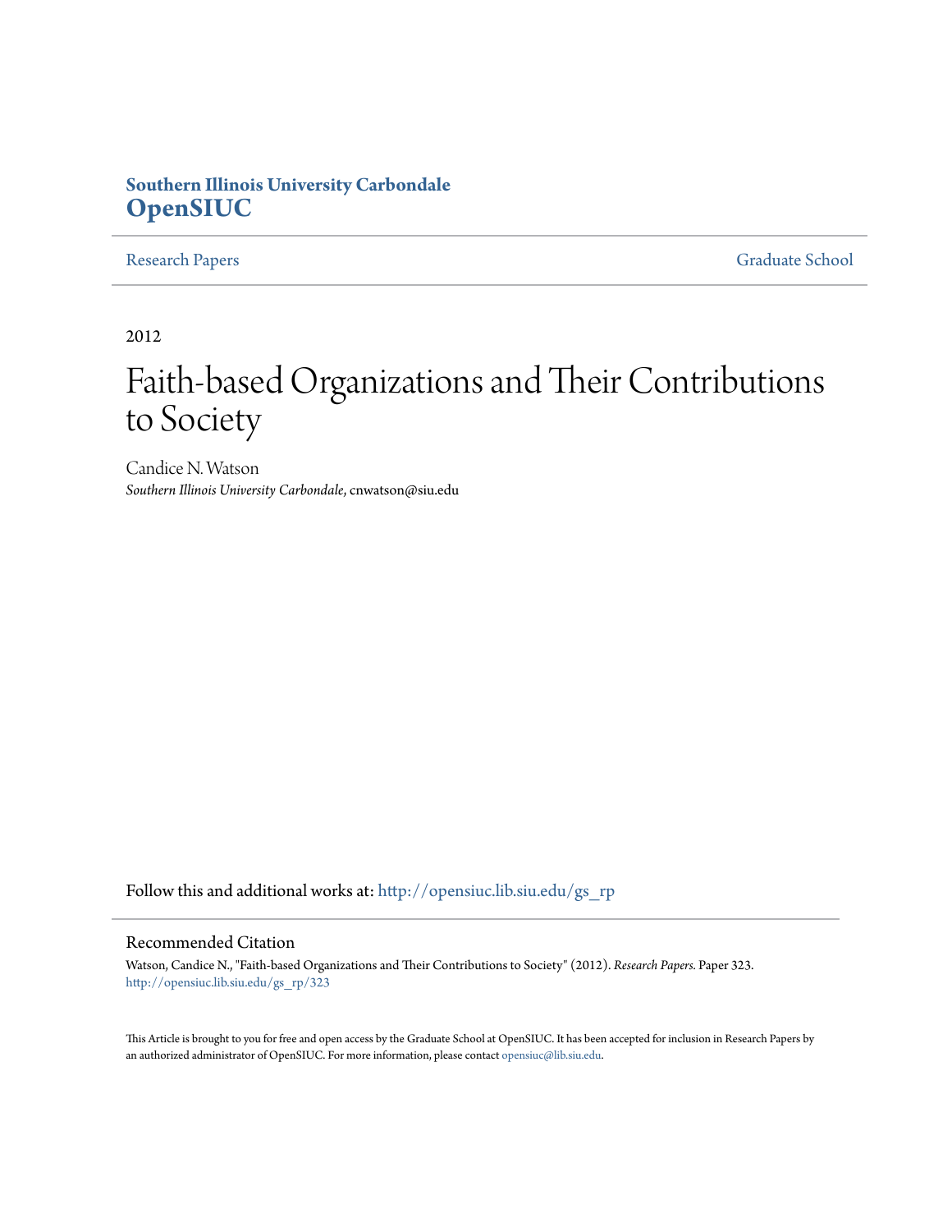**Southern Illinois University Carbondale**
# OpenSIUC

Research Papers | Graduate School

2012

# Faith-based Organizations and Their Contributions to Society

Candice N. Watson
*Southern Illinois University Carbondale*, cnwatson@siu.edu

Follow this and additional works at: http://opensiuc.lib.siu.edu/gs_rp

## Recommended Citation

Watson, Candice N., "Faith-based Organizations and Their Contributions to Society" (2012). *Research Papers.* Paper 323.
http://opensiuc.lib.siu.edu/gs_rp/323

This Article is brought to you for free and open access by the Graduate School at OpenSIUC. It has been accepted for inclusion in Research Papers by an authorized administrator of OpenSIUC. For more information, please contact opensiuc@lib.siu.edu.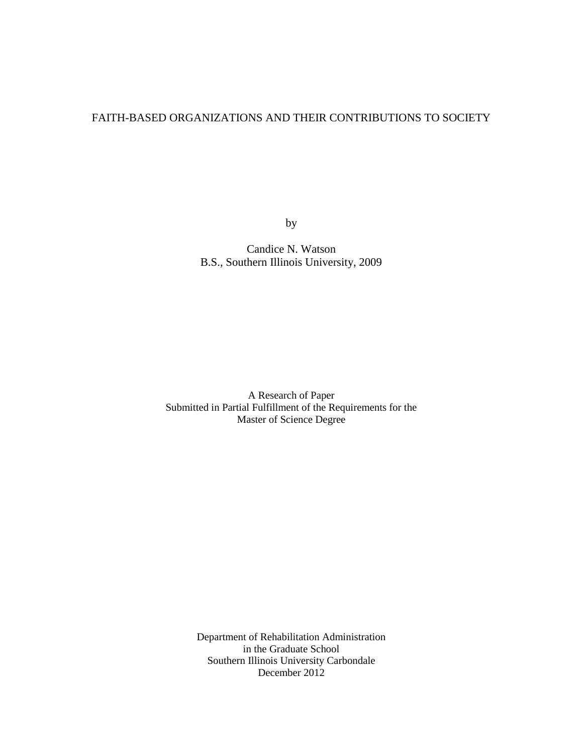# FAITH-BASED ORGANIZATIONS AND THEIR CONTRIBUTIONS TO SOCIETY

by

Candice N. Watson

B.S., Southern Illinois University, 2009

A Research of Paper

Submitted in Partial Fulfillment of the Requirements for the

Master of Science Degree

Department of Rehabilitation Administration

in the Graduate School

Southern Illinois University Carbondale

December 2012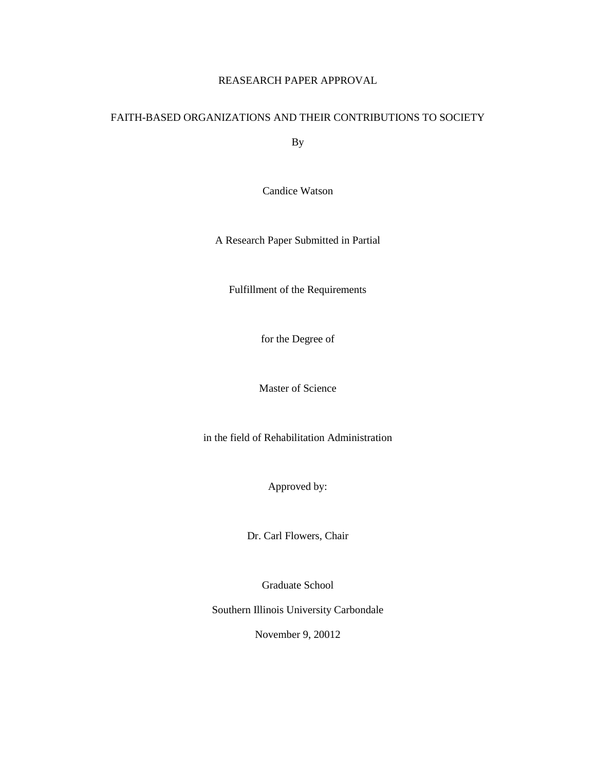REASEARCH PAPER APPROVAL

FAITH-BASED ORGANIZATIONS AND THEIR CONTRIBUTIONS TO SOCIETY

By

Candice Watson

A Research Paper Submitted in Partial

Fulfillment of the Requirements

for the Degree of

Master of Science

in the field of Rehabilitation Administration

Approved by:

Dr. Carl Flowers, Chair

Graduate School

Southern Illinois University Carbondale

November 9, 20012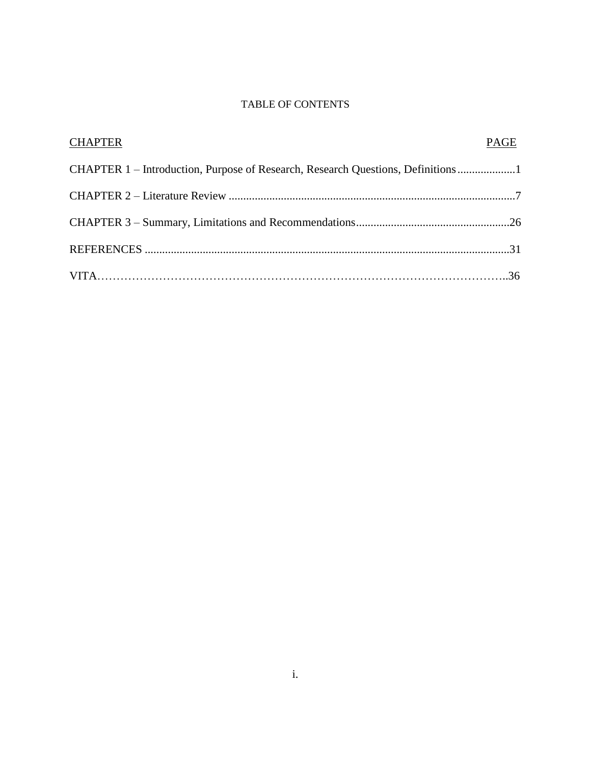# TABLE OF CONTENTS

| CHAPTER | PAGE |
| --- | --- |
| CHAPTER 1 – Introduction, Purpose of Research, Research Questions, Definitions | 1 |
| CHAPTER 2 – Literature Review | 7 |
| CHAPTER 3 – Summary, Limitations and Recommendations | 26 |
| REFERENCES | 31 |
| VITA | 36 |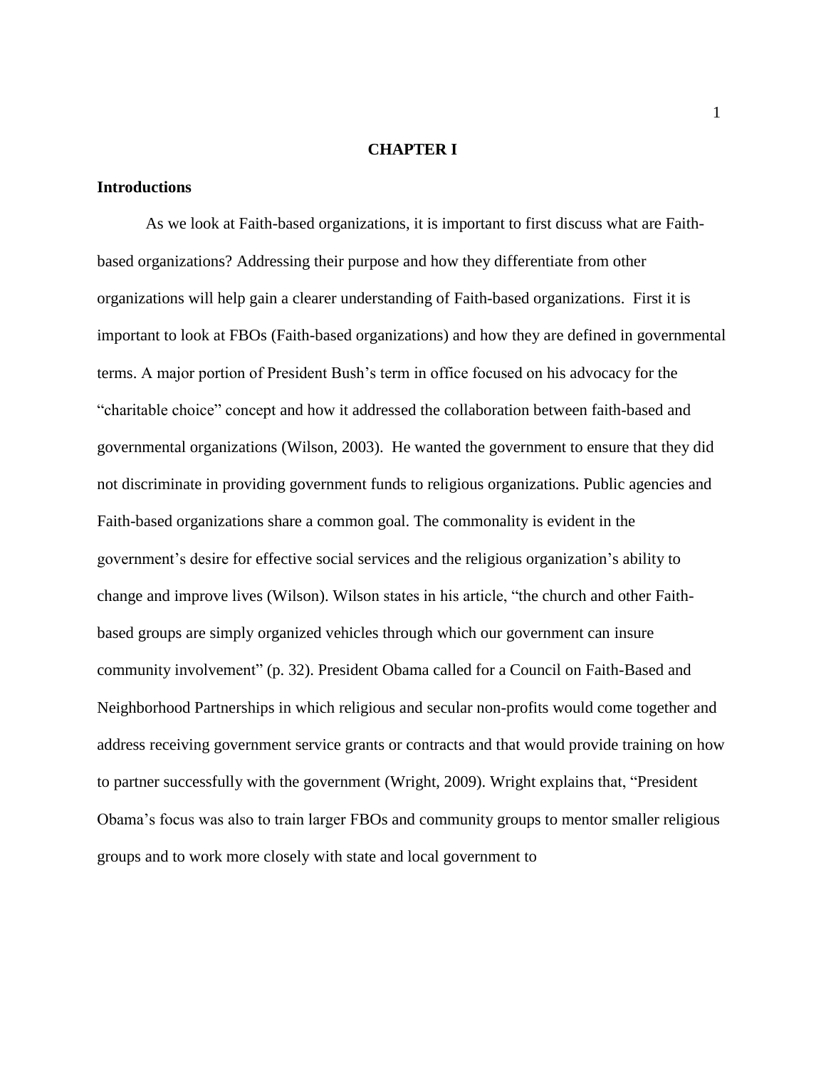# CHAPTER I

## Introductions

As we look at Faith-based organizations, it is important to first discuss what are Faith-based organizations? Addressing their purpose and how they differentiate from other organizations will help gain a clearer understanding of Faith-based organizations. First it is important to look at FBOs (Faith-based organizations) and how they are defined in governmental terms. A major portion of President Bush's term in office focused on his advocacy for the "charitable choice" concept and how it addressed the collaboration between faith-based and governmental organizations (Wilson, 2003). He wanted the government to ensure that they did not discriminate in providing government funds to religious organizations. Public agencies and Faith-based organizations share a common goal. The commonality is evident in the government's desire for effective social services and the religious organization's ability to change and improve lives (Wilson). Wilson states in his article, "the church and other Faith-based groups are simply organized vehicles through which our government can insure community involvement" (p. 32). President Obama called for a Council on Faith-Based and Neighborhood Partnerships in which religious and secular non-profits would come together and address receiving government service grants or contracts and that would provide training on how to partner successfully with the government (Wright, 2009). Wright explains that, "President Obama's focus was also to train larger FBOs and community groups to mentor smaller religious groups and to work more closely with state and local government to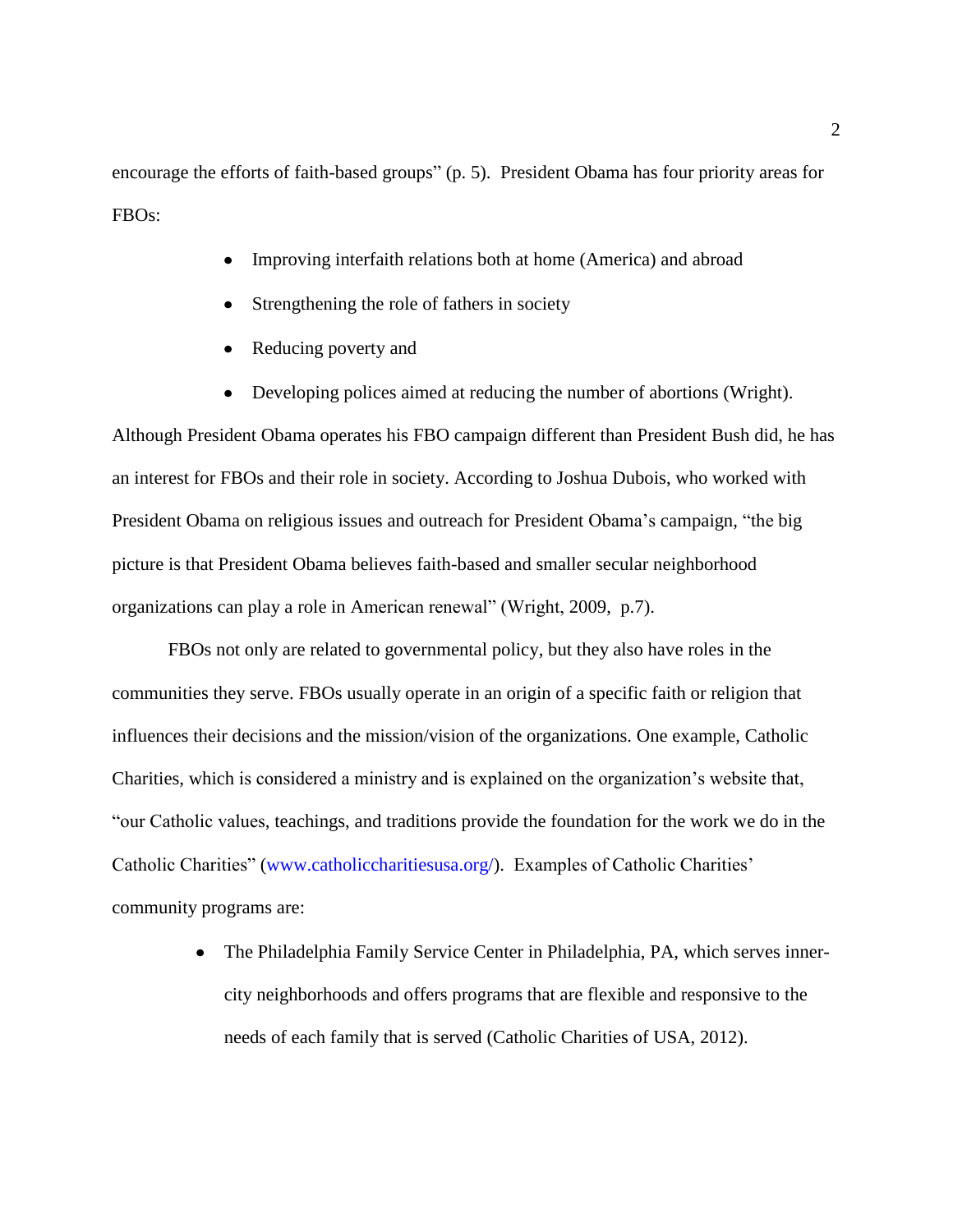encourage the efforts of faith-based groups" (p. 5). President Obama has four priority areas for FBOs:

- Improving interfaith relations both at home (America) and abroad
- Strengthening the role of fathers in society
- Reducing poverty and
- Developing polices aimed at reducing the number of abortions (Wright).

Although President Obama operates his FBO campaign different than President Bush did, he has an interest for FBOs and their role in society. According to Joshua Dubois, who worked with President Obama on religious issues and outreach for President Obama's campaign, "the big picture is that President Obama believes faith-based and smaller secular neighborhood organizations can play a role in American renewal" (Wright, 2009, p.7).

FBOs not only are related to governmental policy, but they also have roles in the communities they serve. FBOs usually operate in an origin of a specific faith or religion that influences their decisions and the mission/vision of the organizations. One example, Catholic Charities, which is considered a ministry and is explained on the organization's website that, "our Catholic values, teachings, and traditions provide the foundation for the work we do in the Catholic Charities" (www.catholiccharitiesusa.org/). Examples of Catholic Charities' community programs are:

- The Philadelphia Family Service Center in Philadelphia, PA, which serves inner-city neighborhoods and offers programs that are flexible and responsive to the needs of each family that is served (Catholic Charities of USA, 2012).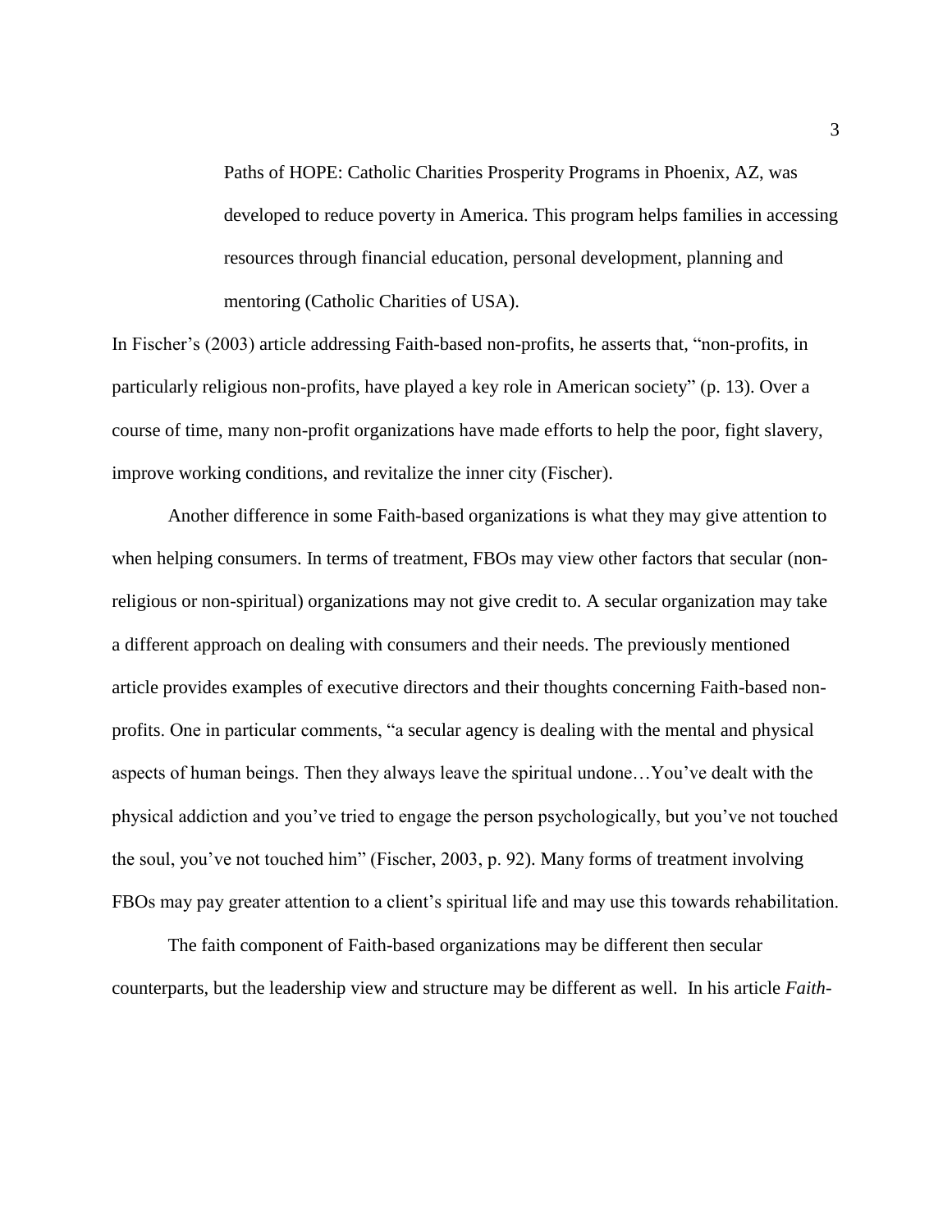> Paths of HOPE: Catholic Charities Prosperity Programs in Phoenix, AZ, was developed to reduce poverty in America. This program helps families in accessing resources through financial education, personal development, planning and mentoring (Catholic Charities of USA).

In Fischer's (2003) article addressing Faith-based non-profits, he asserts that, "non-profits, in particularly religious non-profits, have played a key role in American society" (p. 13). Over a course of time, many non-profit organizations have made efforts to help the poor, fight slavery, improve working conditions, and revitalize the inner city (Fischer).

Another difference in some Faith-based organizations is what they may give attention to when helping consumers. In terms of treatment, FBOs may view other factors that secular (non-religious or non-spiritual) organizations may not give credit to. A secular organization may take a different approach on dealing with consumers and their needs. The previously mentioned article provides examples of executive directors and their thoughts concerning Faith-based non-profits. One in particular comments, "a secular agency is dealing with the mental and physical aspects of human beings. Then they always leave the spiritual undone…You've dealt with the physical addiction and you've tried to engage the person psychologically, but you've not touched the soul, you've not touched him" (Fischer, 2003, p. 92). Many forms of treatment involving FBOs may pay greater attention to a client's spiritual life and may use this towards rehabilitation.

The faith component of Faith-based organizations may be different then secular counterparts, but the leadership view and structure may be different as well. In his article *Faith-*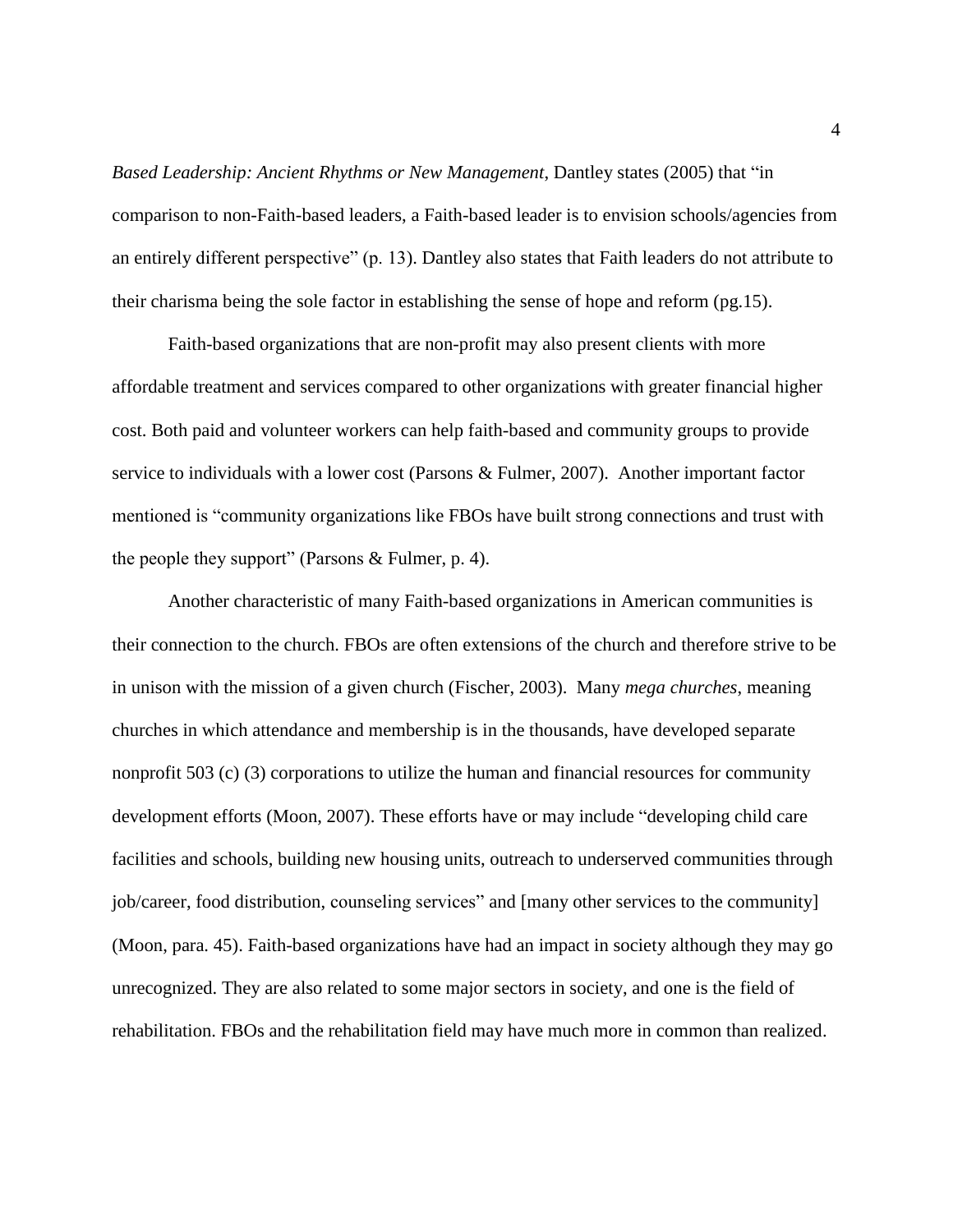*Based Leadership: Ancient Rhythms or New Management*, Dantley states (2005) that "in comparison to non-Faith-based leaders, a Faith-based leader is to envision schools/agencies from an entirely different perspective" (p. 13). Dantley also states that Faith leaders do not attribute to their charisma being the sole factor in establishing the sense of hope and reform (pg.15).

Faith-based organizations that are non-profit may also present clients with more affordable treatment and services compared to other organizations with greater financial higher cost. Both paid and volunteer workers can help faith-based and community groups to provide service to individuals with a lower cost (Parsons & Fulmer, 2007). Another important factor mentioned is "community organizations like FBOs have built strong connections and trust with the people they support" (Parsons & Fulmer, p. 4).

Another characteristic of many Faith-based organizations in American communities is their connection to the church. FBOs are often extensions of the church and therefore strive to be in unison with the mission of a given church (Fischer, 2003). Many *mega churches*, meaning churches in which attendance and membership is in the thousands, have developed separate nonprofit 503 (c) (3) corporations to utilize the human and financial resources for community development efforts (Moon, 2007). These efforts have or may include "developing child care facilities and schools, building new housing units, outreach to underserved communities through job/career, food distribution, counseling services" and [many other services to the community] (Moon, para. 45). Faith-based organizations have had an impact in society although they may go unrecognized. They are also related to some major sectors in society, and one is the field of rehabilitation. FBOs and the rehabilitation field may have much more in common than realized.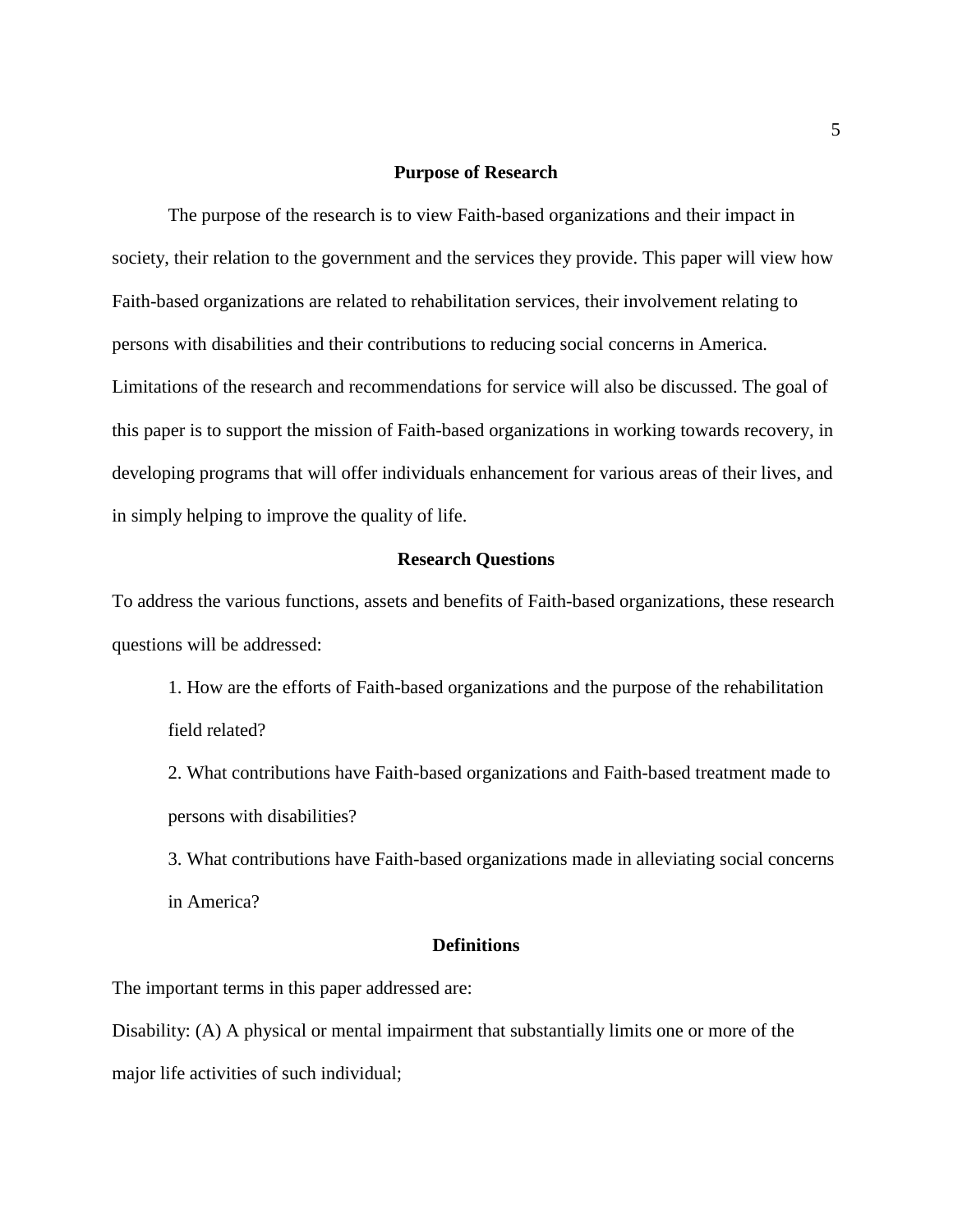## Purpose of Research

The purpose of the research is to view Faith-based organizations and their impact in society, their relation to the government and the services they provide. This paper will view how Faith-based organizations are related to rehabilitation services, their involvement relating to persons with disabilities and their contributions to reducing social concerns in America. Limitations of the research and recommendations for service will also be discussed. The goal of this paper is to support the mission of Faith-based organizations in working towards recovery, in developing programs that will offer individuals enhancement for various areas of their lives, and in simply helping to improve the quality of life.

## Research Questions

To address the various functions, assets and benefits of Faith-based organizations, these research questions will be addressed:

1. How are the efforts of Faith-based organizations and the purpose of the rehabilitation field related?
2. What contributions have Faith-based organizations and Faith-based treatment made to persons with disabilities?
3. What contributions have Faith-based organizations made in alleviating social concerns in America?

## Definitions

The important terms in this paper addressed are:

Disability: (A) A physical or mental impairment that substantially limits one or more of the major life activities of such individual;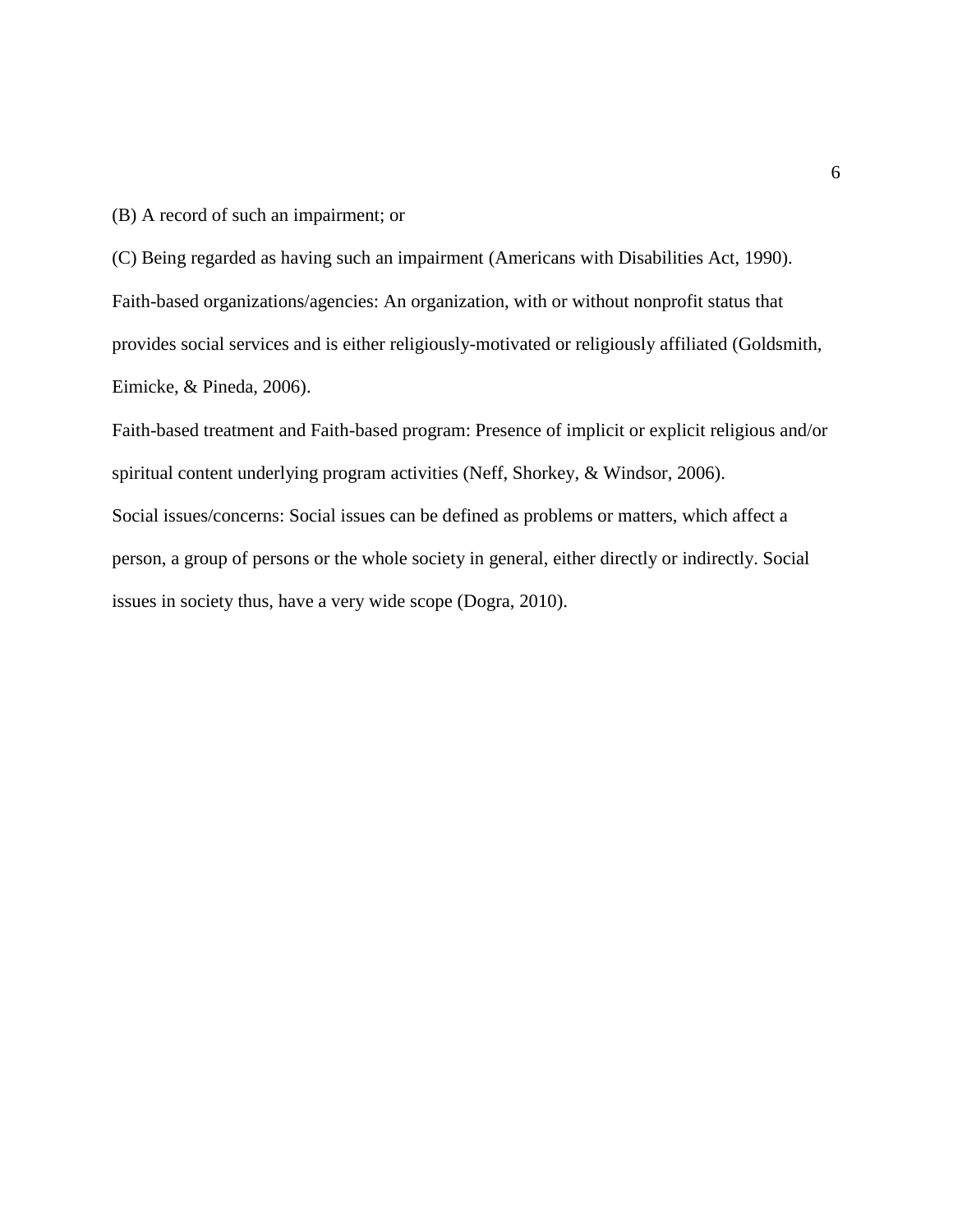(B) A record of such an impairment; or

(C) Being regarded as having such an impairment (Americans with Disabilities Act, 1990).

Faith-based organizations/agencies: An organization, with or without nonprofit status that provides social services and is either religiously-motivated or religiously affiliated (Goldsmith, Eimicke, & Pineda, 2006).

Faith-based treatment and Faith-based program: Presence of implicit or explicit religious and/or spiritual content underlying program activities (Neff, Shorkey, & Windsor, 2006).

Social issues/concerns: Social issues can be defined as problems or matters, which affect a person, a group of persons or the whole society in general, either directly or indirectly. Social issues in society thus, have a very wide scope (Dogra, 2010).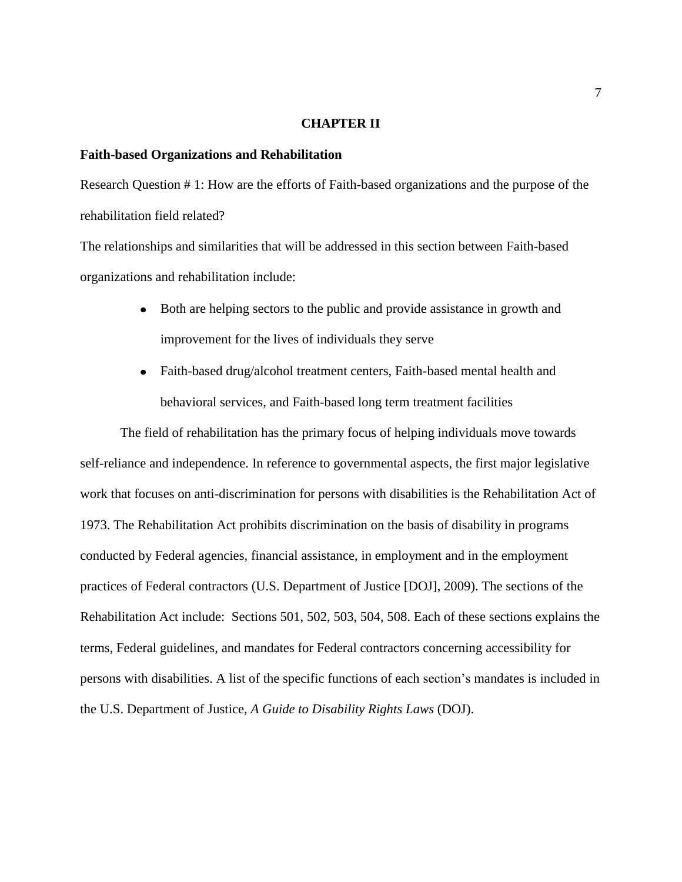## CHAPTER II

### Faith-based Organizations and Rehabilitation

Research Question # 1: How are the efforts of Faith-based organizations and the purpose of the rehabilitation field related?

The relationships and similarities that will be addressed in this section between Faith-based organizations and rehabilitation include:

- Both are helping sectors to the public and provide assistance in growth and improvement for the lives of individuals they serve
- Faith-based drug/alcohol treatment centers, Faith-based mental health and behavioral services, and Faith-based long term treatment facilities

The field of rehabilitation has the primary focus of helping individuals move towards self-reliance and independence. In reference to governmental aspects, the first major legislative work that focuses on anti-discrimination for persons with disabilities is the Rehabilitation Act of 1973. The Rehabilitation Act prohibits discrimination on the basis of disability in programs conducted by Federal agencies, financial assistance, in employment and in the employment practices of Federal contractors (U.S. Department of Justice [DOJ], 2009). The sections of the Rehabilitation Act include: Sections 501, 502, 503, 504, 508. Each of these sections explains the terms, Federal guidelines, and mandates for Federal contractors concerning accessibility for persons with disabilities. A list of the specific functions of each section's mandates is included in the U.S. Department of Justice, *A Guide to Disability Rights Laws* (DOJ).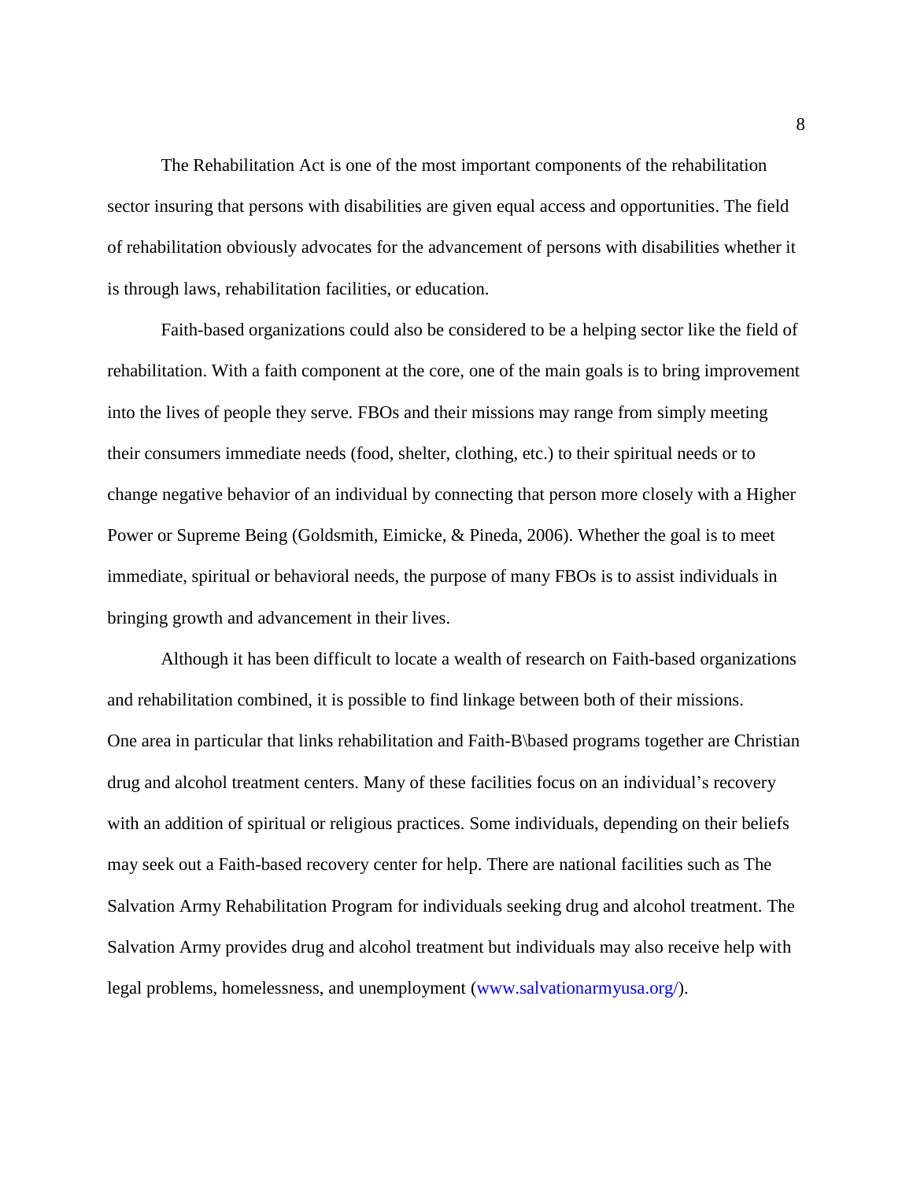The Rehabilitation Act is one of the most important components of the rehabilitation sector insuring that persons with disabilities are given equal access and opportunities. The field of rehabilitation obviously advocates for the advancement of persons with disabilities whether it is through laws, rehabilitation facilities, or education.

Faith-based organizations could also be considered to be a helping sector like the field of rehabilitation. With a faith component at the core, one of the main goals is to bring improvement into the lives of people they serve. FBOs and their missions may range from simply meeting their consumers immediate needs (food, shelter, clothing, etc.) to their spiritual needs or to change negative behavior of an individual by connecting that person more closely with a Higher Power or Supreme Being (Goldsmith, Eimicke, & Pineda, 2006). Whether the goal is to meet immediate, spiritual or behavioral needs, the purpose of many FBOs is to assist individuals in bringing growth and advancement in their lives.

Although it has been difficult to locate a wealth of research on Faith-based organizations and rehabilitation combined, it is possible to find linkage between both of their missions. One area in particular that links rehabilitation and Faith-B\based programs together are Christian drug and alcohol treatment centers. Many of these facilities focus on an individual's recovery with an addition of spiritual or religious practices. Some individuals, depending on their beliefs may seek out a Faith-based recovery center for help. There are national facilities such as The Salvation Army Rehabilitation Program for individuals seeking drug and alcohol treatment. The Salvation Army provides drug and alcohol treatment but individuals may also receive help with legal problems, homelessness, and unemployment (www.salvationarmyusa.org/).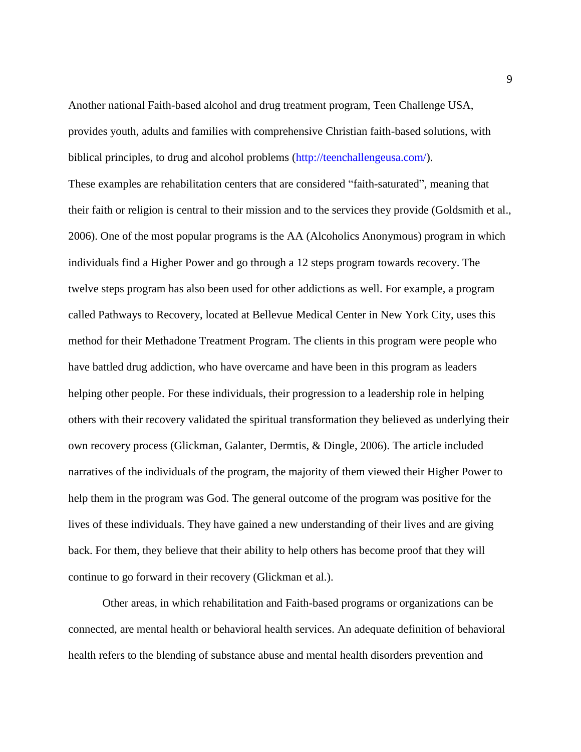Another national Faith-based alcohol and drug treatment program, Teen Challenge USA, provides youth, adults and families with comprehensive Christian faith-based solutions, with biblical principles, to drug and alcohol problems (http://teenchallengeusa.com/).

These examples are rehabilitation centers that are considered "faith-saturated", meaning that their faith or religion is central to their mission and to the services they provide (Goldsmith et al., 2006). One of the most popular programs is the AA (Alcoholics Anonymous) program in which individuals find a Higher Power and go through a 12 steps program towards recovery. The twelve steps program has also been used for other addictions as well. For example, a program called Pathways to Recovery, located at Bellevue Medical Center in New York City, uses this method for their Methadone Treatment Program. The clients in this program were people who have battled drug addiction, who have overcame and have been in this program as leaders helping other people. For these individuals, their progression to a leadership role in helping others with their recovery validated the spiritual transformation they believed as underlying their own recovery process (Glickman, Galanter, Dermtis, & Dingle, 2006). The article included narratives of the individuals of the program, the majority of them viewed their Higher Power to help them in the program was God. The general outcome of the program was positive for the lives of these individuals. They have gained a new understanding of their lives and are giving back. For them, they believe that their ability to help others has become proof that they will continue to go forward in their recovery (Glickman et al.).

Other areas, in which rehabilitation and Faith-based programs or organizations can be connected, are mental health or behavioral health services. An adequate definition of behavioral health refers to the blending of substance abuse and mental health disorders prevention and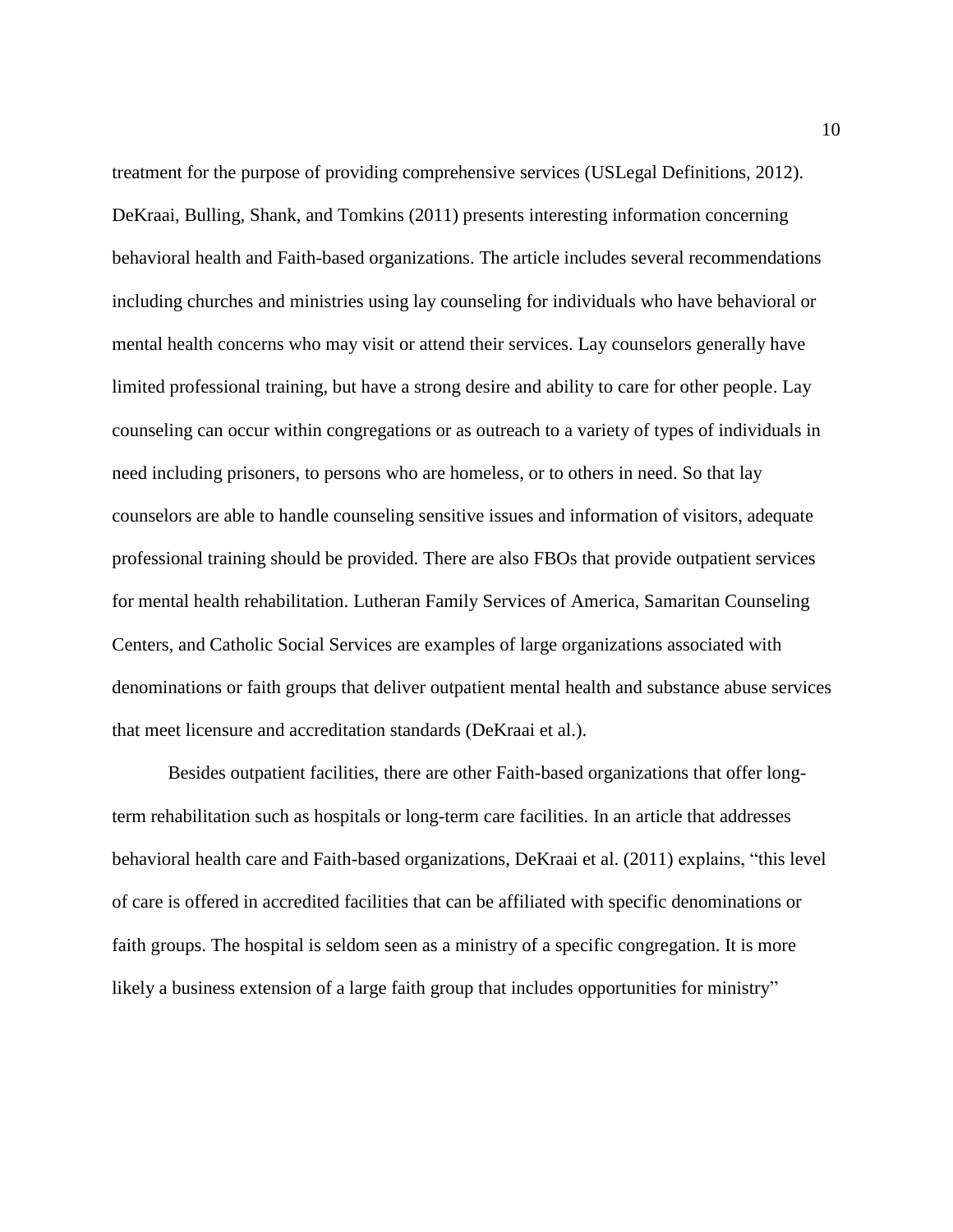treatment for the purpose of providing comprehensive services (USLegal Definitions, 2012). DeKraai, Bulling, Shank, and Tomkins (2011) presents interesting information concerning behavioral health and Faith-based organizations. The article includes several recommendations including churches and ministries using lay counseling for individuals who have behavioral or mental health concerns who may visit or attend their services. Lay counselors generally have limited professional training, but have a strong desire and ability to care for other people. Lay counseling can occur within congregations or as outreach to a variety of types of individuals in need including prisoners, to persons who are homeless, or to others in need. So that lay counselors are able to handle counseling sensitive issues and information of visitors, adequate professional training should be provided. There are also FBOs that provide outpatient services for mental health rehabilitation. Lutheran Family Services of America, Samaritan Counseling Centers, and Catholic Social Services are examples of large organizations associated with denominations or faith groups that deliver outpatient mental health and substance abuse services that meet licensure and accreditation standards (DeKraai et al.).

Besides outpatient facilities, there are other Faith-based organizations that offer long-term rehabilitation such as hospitals or long-term care facilities. In an article that addresses behavioral health care and Faith-based organizations, DeKraai et al. (2011) explains, "this level of care is offered in accredited facilities that can be affiliated with specific denominations or faith groups. The hospital is seldom seen as a ministry of a specific congregation. It is more likely a business extension of a large faith group that includes opportunities for ministry"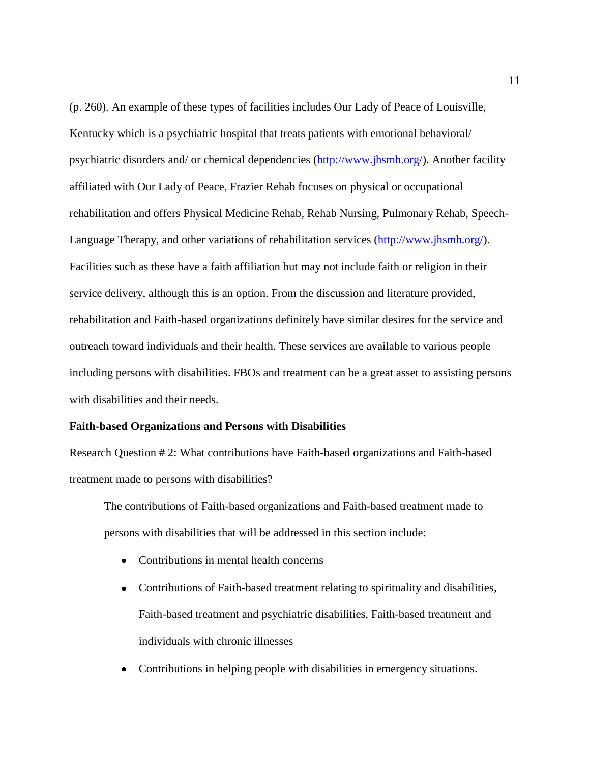(p. 260). An example of these types of facilities includes Our Lady of Peace of Louisville, Kentucky which is a psychiatric hospital that treats patients with emotional behavioral/ psychiatric disorders and/ or chemical dependencies (http://www.jhsmh.org/). Another facility affiliated with Our Lady of Peace, Frazier Rehab focuses on physical or occupational rehabilitation and offers Physical Medicine Rehab, Rehab Nursing, Pulmonary Rehab, Speech-Language Therapy, and other variations of rehabilitation services (http://www.jhsmh.org/). Facilities such as these have a faith affiliation but may not include faith or religion in their service delivery, although this is an option. From the discussion and literature provided, rehabilitation and Faith-based organizations definitely have similar desires for the service and outreach toward individuals and their health. These services are available to various people including persons with disabilities. FBOs and treatment can be a great asset to assisting persons with disabilities and their needs.

**Faith-based Organizations and Persons with Disabilities**

Research Question # 2: What contributions have Faith-based organizations and Faith-based treatment made to persons with disabilities?

The contributions of Faith-based organizations and Faith-based treatment made to persons with disabilities that will be addressed in this section include:

- Contributions in mental health concerns
- Contributions of Faith-based treatment relating to spirituality and disabilities, Faith-based treatment and psychiatric disabilities, Faith-based treatment and individuals with chronic illnesses
- Contributions in helping people with disabilities in emergency situations.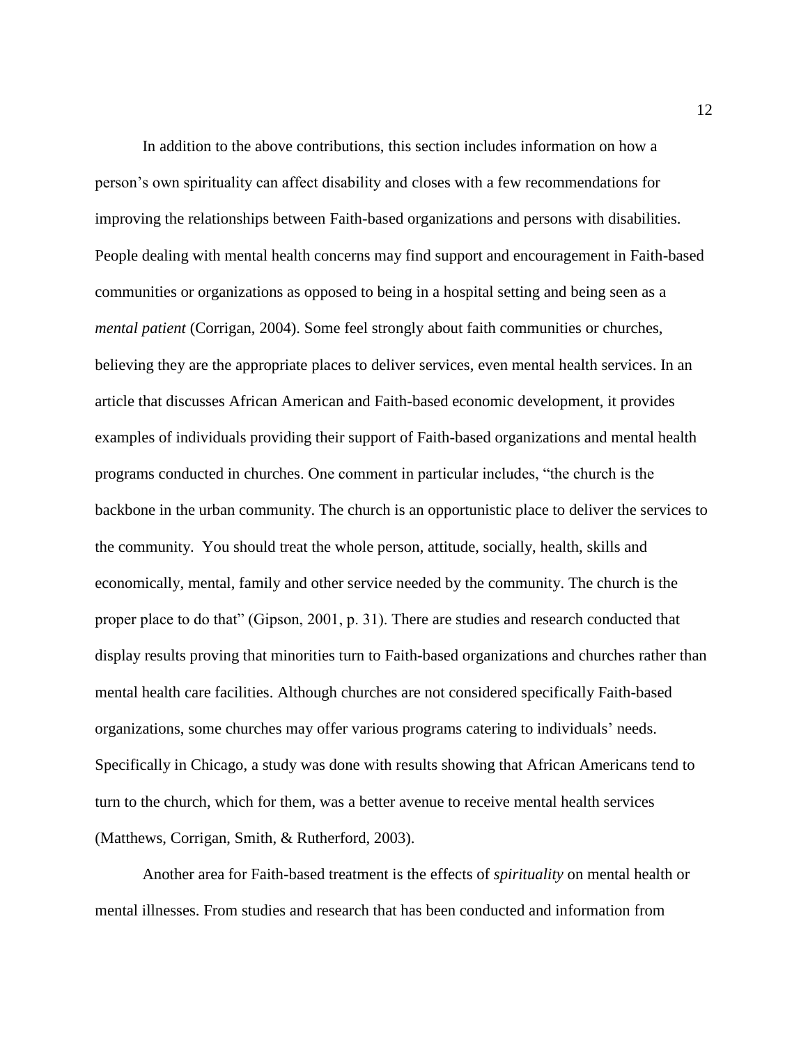In addition to the above contributions, this section includes information on how a person's own spirituality can affect disability and closes with a few recommendations for improving the relationships between Faith-based organizations and persons with disabilities. People dealing with mental health concerns may find support and encouragement in Faith-based communities or organizations as opposed to being in a hospital setting and being seen as a *mental patient* (Corrigan, 2004). Some feel strongly about faith communities or churches, believing they are the appropriate places to deliver services, even mental health services. In an article that discusses African American and Faith-based economic development, it provides examples of individuals providing their support of Faith-based organizations and mental health programs conducted in churches. One comment in particular includes, "the church is the backbone in the urban community. The church is an opportunistic place to deliver the services to the community.  You should treat the whole person, attitude, socially, health, skills and economically, mental, family and other service needed by the community. The church is the proper place to do that" (Gipson, 2001, p. 31). There are studies and research conducted that display results proving that minorities turn to Faith-based organizations and churches rather than mental health care facilities. Although churches are not considered specifically Faith-based organizations, some churches may offer various programs catering to individuals' needs. Specifically in Chicago, a study was done with results showing that African Americans tend to turn to the church, which for them, was a better avenue to receive mental health services (Matthews, Corrigan, Smith, & Rutherford, 2003).

Another area for Faith-based treatment is the effects of *spirituality* on mental health or mental illnesses. From studies and research that has been conducted and information from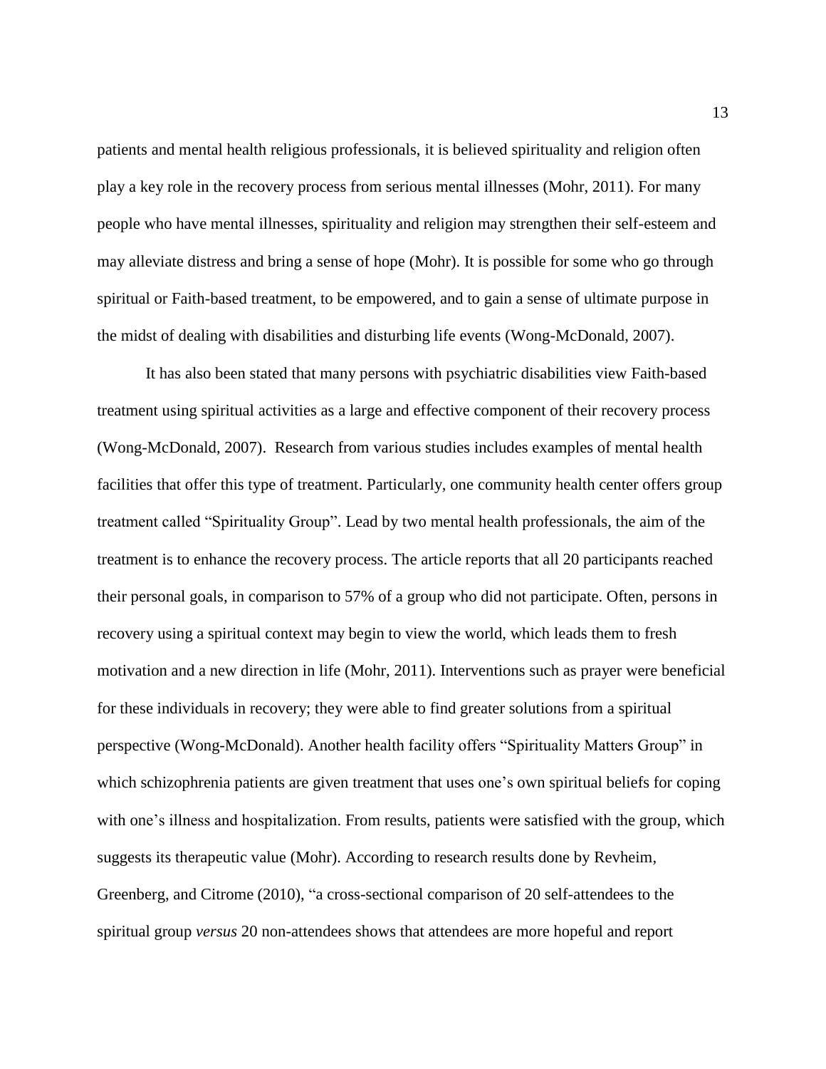patients and mental health religious professionals, it is believed spirituality and religion often play a key role in the recovery process from serious mental illnesses (Mohr, 2011). For many people who have mental illnesses, spirituality and religion may strengthen their self-esteem and may alleviate distress and bring a sense of hope (Mohr). It is possible for some who go through spiritual or Faith-based treatment, to be empowered, and to gain a sense of ultimate purpose in the midst of dealing with disabilities and disturbing life events (Wong-McDonald, 2007).

It has also been stated that many persons with psychiatric disabilities view Faith-based treatment using spiritual activities as a large and effective component of their recovery process (Wong-McDonald, 2007). Research from various studies includes examples of mental health facilities that offer this type of treatment. Particularly, one community health center offers group treatment called "Spirituality Group". Lead by two mental health professionals, the aim of the treatment is to enhance the recovery process. The article reports that all 20 participants reached their personal goals, in comparison to 57% of a group who did not participate. Often, persons in recovery using a spiritual context may begin to view the world, which leads them to fresh motivation and a new direction in life (Mohr, 2011). Interventions such as prayer were beneficial for these individuals in recovery; they were able to find greater solutions from a spiritual perspective (Wong-McDonald). Another health facility offers "Spirituality Matters Group" in which schizophrenia patients are given treatment that uses one's own spiritual beliefs for coping with one's illness and hospitalization. From results, patients were satisfied with the group, which suggests its therapeutic value (Mohr). According to research results done by Revheim, Greenberg, and Citrome (2010), "a cross-sectional comparison of 20 self-attendees to the spiritual group *versus* 20 non-attendees shows that attendees are more hopeful and report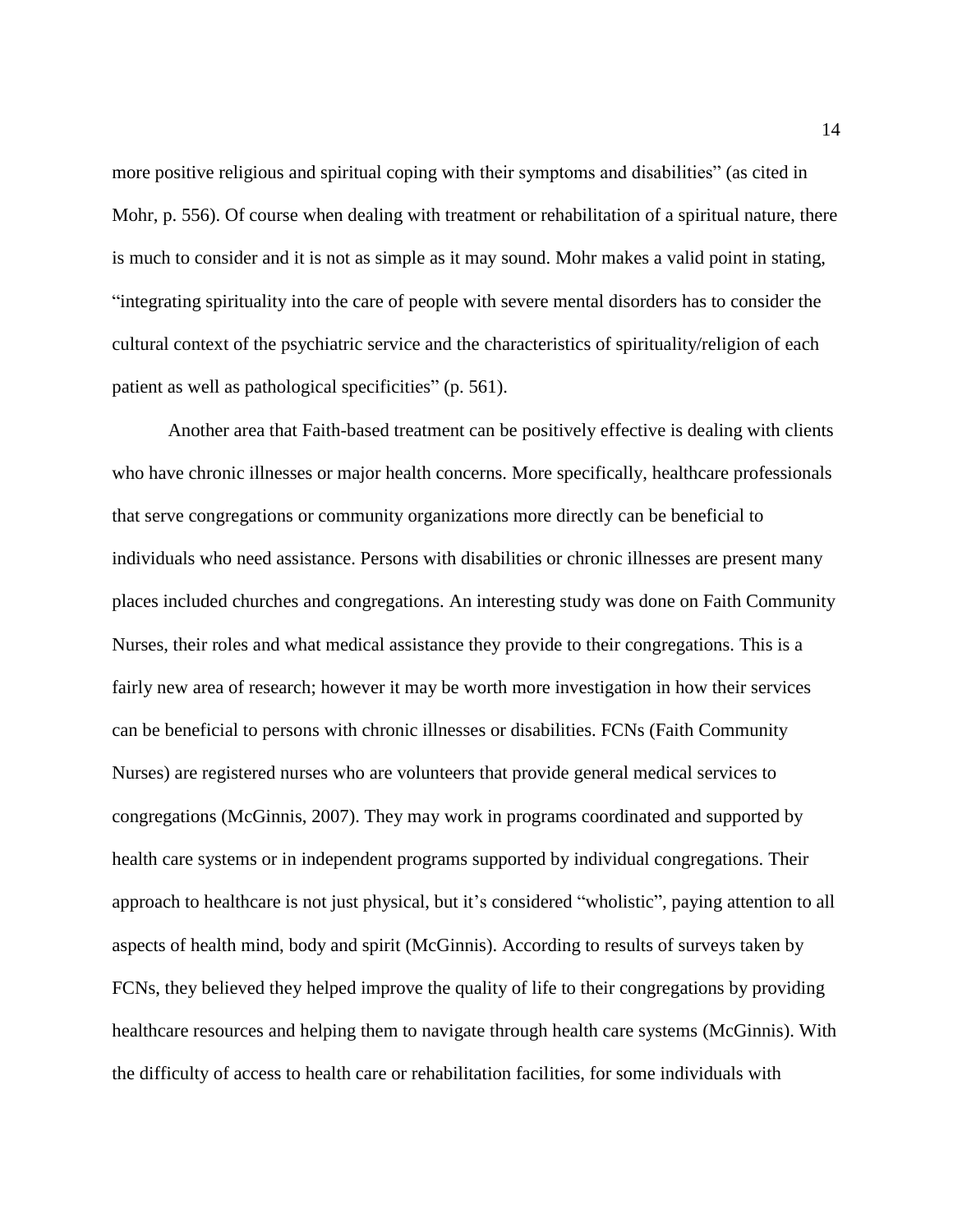more positive religious and spiritual coping with their symptoms and disabilities" (as cited in Mohr, p. 556). Of course when dealing with treatment or rehabilitation of a spiritual nature, there is much to consider and it is not as simple as it may sound. Mohr makes a valid point in stating, "integrating spirituality into the care of people with severe mental disorders has to consider the cultural context of the psychiatric service and the characteristics of spirituality/religion of each patient as well as pathological specificities" (p. 561).

Another area that Faith-based treatment can be positively effective is dealing with clients who have chronic illnesses or major health concerns. More specifically, healthcare professionals that serve congregations or community organizations more directly can be beneficial to individuals who need assistance. Persons with disabilities or chronic illnesses are present many places included churches and congregations. An interesting study was done on Faith Community Nurses, their roles and what medical assistance they provide to their congregations. This is a fairly new area of research; however it may be worth more investigation in how their services can be beneficial to persons with chronic illnesses or disabilities. FCNs (Faith Community Nurses) are registered nurses who are volunteers that provide general medical services to congregations (McGinnis, 2007). They may work in programs coordinated and supported by health care systems or in independent programs supported by individual congregations. Their approach to healthcare is not just physical, but it's considered "wholistic", paying attention to all aspects of health mind, body and spirit (McGinnis). According to results of surveys taken by FCNs, they believed they helped improve the quality of life to their congregations by providing healthcare resources and helping them to navigate through health care systems (McGinnis). With the difficulty of access to health care or rehabilitation facilities, for some individuals with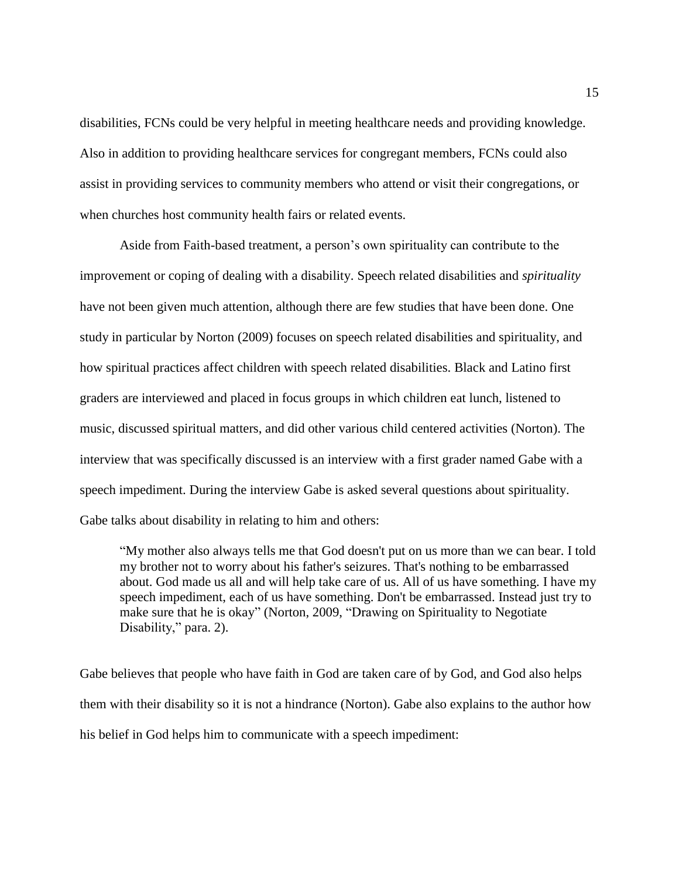disabilities, FCNs could be very helpful in meeting healthcare needs and providing knowledge. Also in addition to providing healthcare services for congregant members, FCNs could also assist in providing services to community members who attend or visit their congregations, or when churches host community health fairs or related events.

Aside from Faith-based treatment, a person's own spirituality can contribute to the improvement or coping of dealing with a disability. Speech related disabilities and *spirituality* have not been given much attention, although there are few studies that have been done. One study in particular by Norton (2009) focuses on speech related disabilities and spirituality, and how spiritual practices affect children with speech related disabilities. Black and Latino first graders are interviewed and placed in focus groups in which children eat lunch, listened to music, discussed spiritual matters, and did other various child centered activities (Norton). The interview that was specifically discussed is an interview with a first grader named Gabe with a speech impediment. During the interview Gabe is asked several questions about spirituality. Gabe talks about disability in relating to him and others:

> "My mother also always tells me that God doesn't put on us more than we can bear. I told my brother not to worry about his father's seizures. That's nothing to be embarrassed about. God made us all and will help take care of us. All of us have something. I have my speech impediment, each of us have something. Don't be embarrassed. Instead just try to make sure that he is okay" (Norton, 2009, "Drawing on Spirituality to Negotiate Disability," para. 2).

Gabe believes that people who have faith in God are taken care of by God, and God also helps them with their disability so it is not a hindrance (Norton). Gabe also explains to the author how his belief in God helps him to communicate with a speech impediment: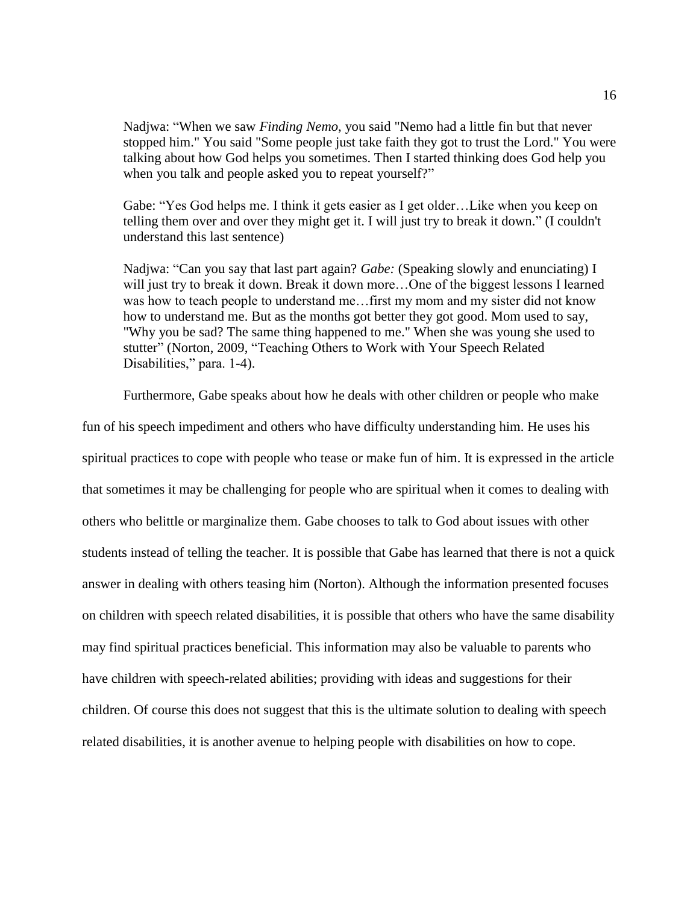> Nadjwa: "When we saw *Finding Nemo*, you said "Nemo had a little fin but that never stopped him." You said "Some people just take faith they got to trust the Lord." You were talking about how God helps you sometimes. Then I started thinking does God help you when you talk and people asked you to repeat yourself?"
>
> Gabe: "Yes God helps me. I think it gets easier as I get older…Like when you keep on telling them over and over they might get it. I will just try to break it down." (I couldn't understand this last sentence)
>
> Nadjwa: "Can you say that last part again? *Gabe:* (Speaking slowly and enunciating) I will just try to break it down. Break it down more…One of the biggest lessons I learned was how to teach people to understand me…first my mom and my sister did not know how to understand me. But as the months got better they got good. Mom used to say, "Why you be sad? The same thing happened to me." When she was young she used to stutter" (Norton, 2009, "Teaching Others to Work with Your Speech Related Disabilities," para. 1-4).

Furthermore, Gabe speaks about how he deals with other children or people who make fun of his speech impediment and others who have difficulty understanding him. He uses his spiritual practices to cope with people who tease or make fun of him. It is expressed in the article that sometimes it may be challenging for people who are spiritual when it comes to dealing with others who belittle or marginalize them. Gabe chooses to talk to God about issues with other students instead of telling the teacher. It is possible that Gabe has learned that there is not a quick answer in dealing with others teasing him (Norton). Although the information presented focuses on children with speech related disabilities, it is possible that others who have the same disability may find spiritual practices beneficial. This information may also be valuable to parents who have children with speech-related abilities; providing with ideas and suggestions for their children. Of course this does not suggest that this is the ultimate solution to dealing with speech related disabilities, it is another avenue to helping people with disabilities on how to cope.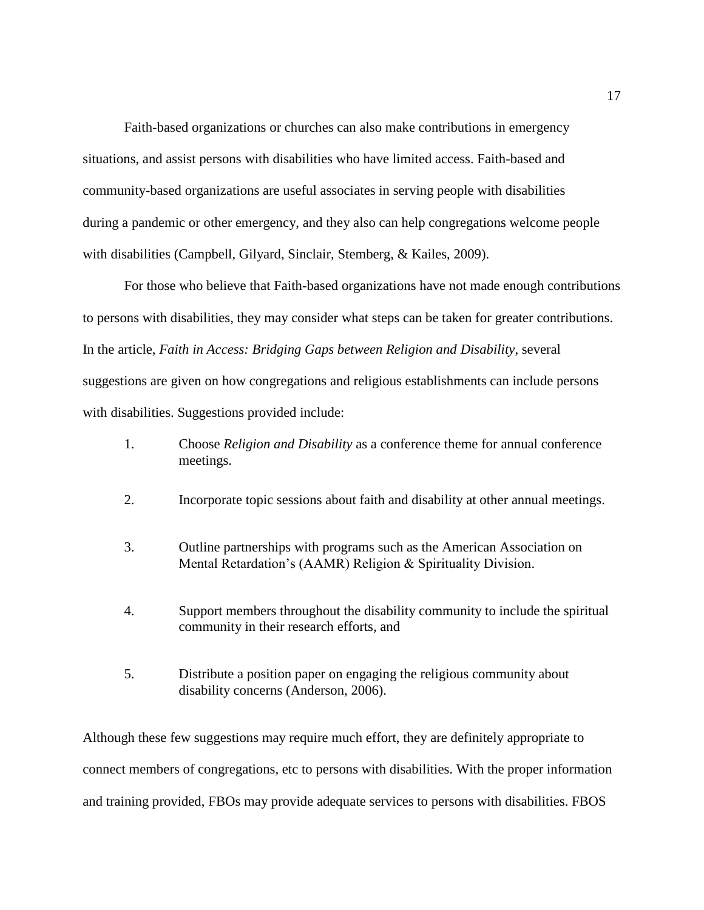Faith-based organizations or churches can also make contributions in emergency situations, and assist persons with disabilities who have limited access. Faith-based and community-based organizations are useful associates in serving people with disabilities during a pandemic or other emergency, and they also can help congregations welcome people with disabilities (Campbell, Gilyard, Sinclair, Stemberg, & Kailes, 2009).

For those who believe that Faith-based organizations have not made enough contributions to persons with disabilities, they may consider what steps can be taken for greater contributions. In the article, *Faith in Access: Bridging Gaps between Religion and Disability*, several suggestions are given on how congregations and religious establishments can include persons with disabilities. Suggestions provided include:

1. Choose *Religion and Disability* as a conference theme for annual conference meetings.
2. Incorporate topic sessions about faith and disability at other annual meetings.
3. Outline partnerships with programs such as the American Association on Mental Retardation's (AAMR) Religion & Spirituality Division.
4. Support members throughout the disability community to include the spiritual community in their research efforts, and
5. Distribute a position paper on engaging the religious community about disability concerns (Anderson, 2006).

Although these few suggestions may require much effort, they are definitely appropriate to connect members of congregations, etc to persons with disabilities. With the proper information and training provided, FBOs may provide adequate services to persons with disabilities. FBOS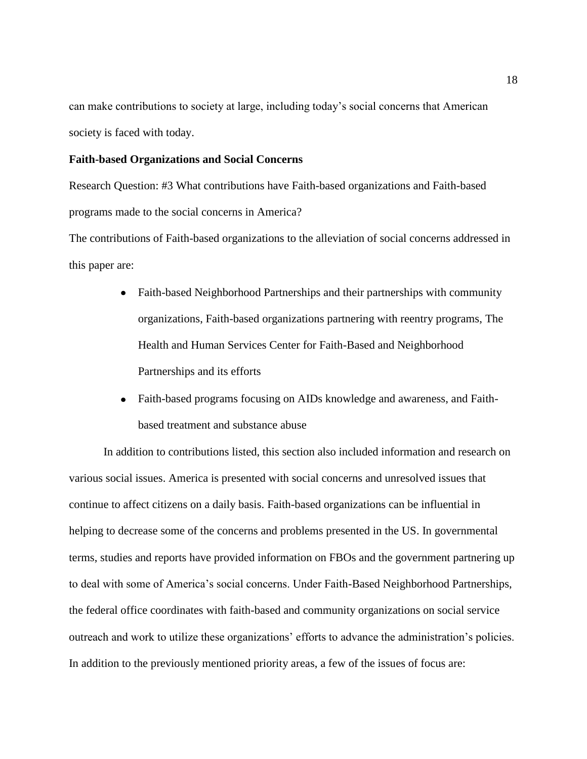can make contributions to society at large, including today's social concerns that American society is faced with today.

**Faith-based Organizations and Social Concerns**

Research Question: #3 What contributions have Faith-based organizations and Faith-based programs made to the social concerns in America?

The contributions of Faith-based organizations to the alleviation of social concerns addressed in this paper are:

- Faith-based Neighborhood Partnerships and their partnerships with community organizations, Faith-based organizations partnering with reentry programs, The Health and Human Services Center for Faith-Based and Neighborhood Partnerships and its efforts
- Faith-based programs focusing on AIDs knowledge and awareness, and Faith-based treatment and substance abuse

In addition to contributions listed, this section also included information and research on various social issues. America is presented with social concerns and unresolved issues that continue to affect citizens on a daily basis. Faith-based organizations can be influential in helping to decrease some of the concerns and problems presented in the US. In governmental terms, studies and reports have provided information on FBOs and the government partnering up to deal with some of America's social concerns. Under Faith-Based Neighborhood Partnerships, the federal office coordinates with faith-based and community organizations on social service outreach and work to utilize these organizations' efforts to advance the administration's policies. In addition to the previously mentioned priority areas, a few of the issues of focus are: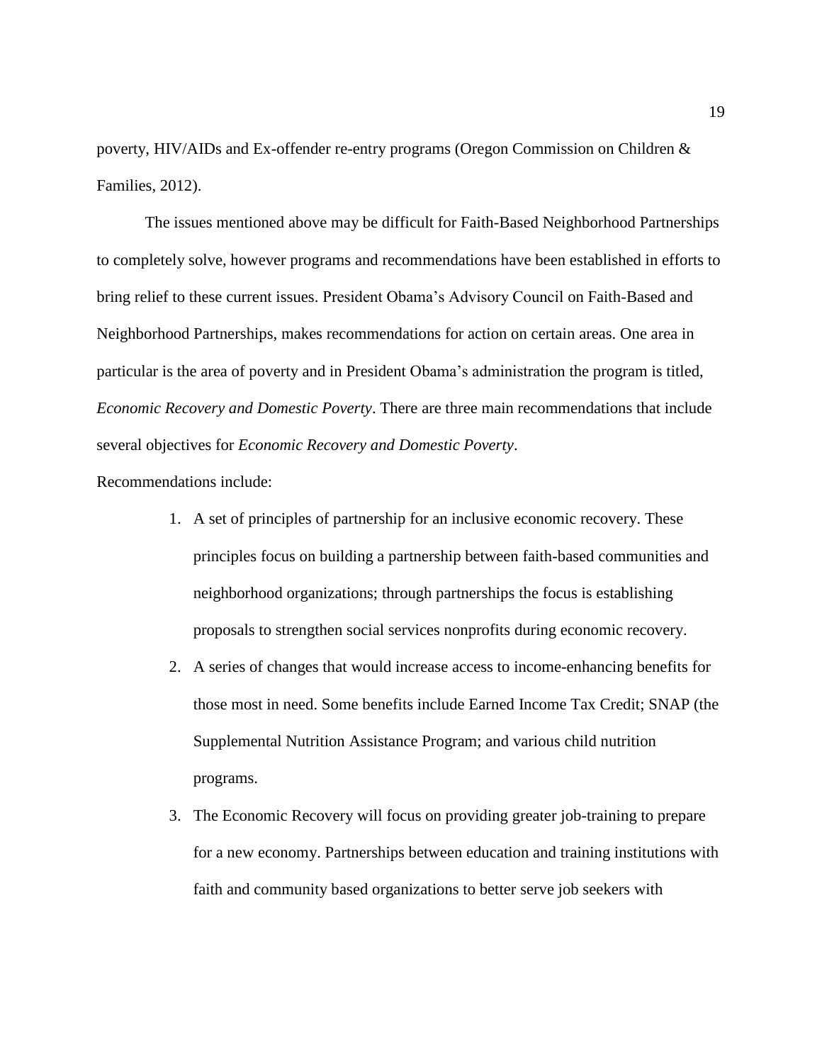poverty, HIV/AIDs and Ex-offender re-entry programs (Oregon Commission on Children & Families, 2012).

The issues mentioned above may be difficult for Faith-Based Neighborhood Partnerships to completely solve, however programs and recommendations have been established in efforts to bring relief to these current issues. President Obama's Advisory Council on Faith-Based and Neighborhood Partnerships, makes recommendations for action on certain areas. One area in particular is the area of poverty and in President Obama's administration the program is titled, *Economic Recovery and Domestic Poverty*. There are three main recommendations that include several objectives for *Economic Recovery and Domestic Poverty*.

Recommendations include:

1. A set of principles of partnership for an inclusive economic recovery. These principles focus on building a partnership between faith-based communities and neighborhood organizations; through partnerships the focus is establishing proposals to strengthen social services nonprofits during economic recovery.
2. A series of changes that would increase access to income-enhancing benefits for those most in need. Some benefits include Earned Income Tax Credit; SNAP (the Supplemental Nutrition Assistance Program; and various child nutrition programs.
3. The Economic Recovery will focus on providing greater job-training to prepare for a new economy. Partnerships between education and training institutions with faith and community based organizations to better serve job seekers with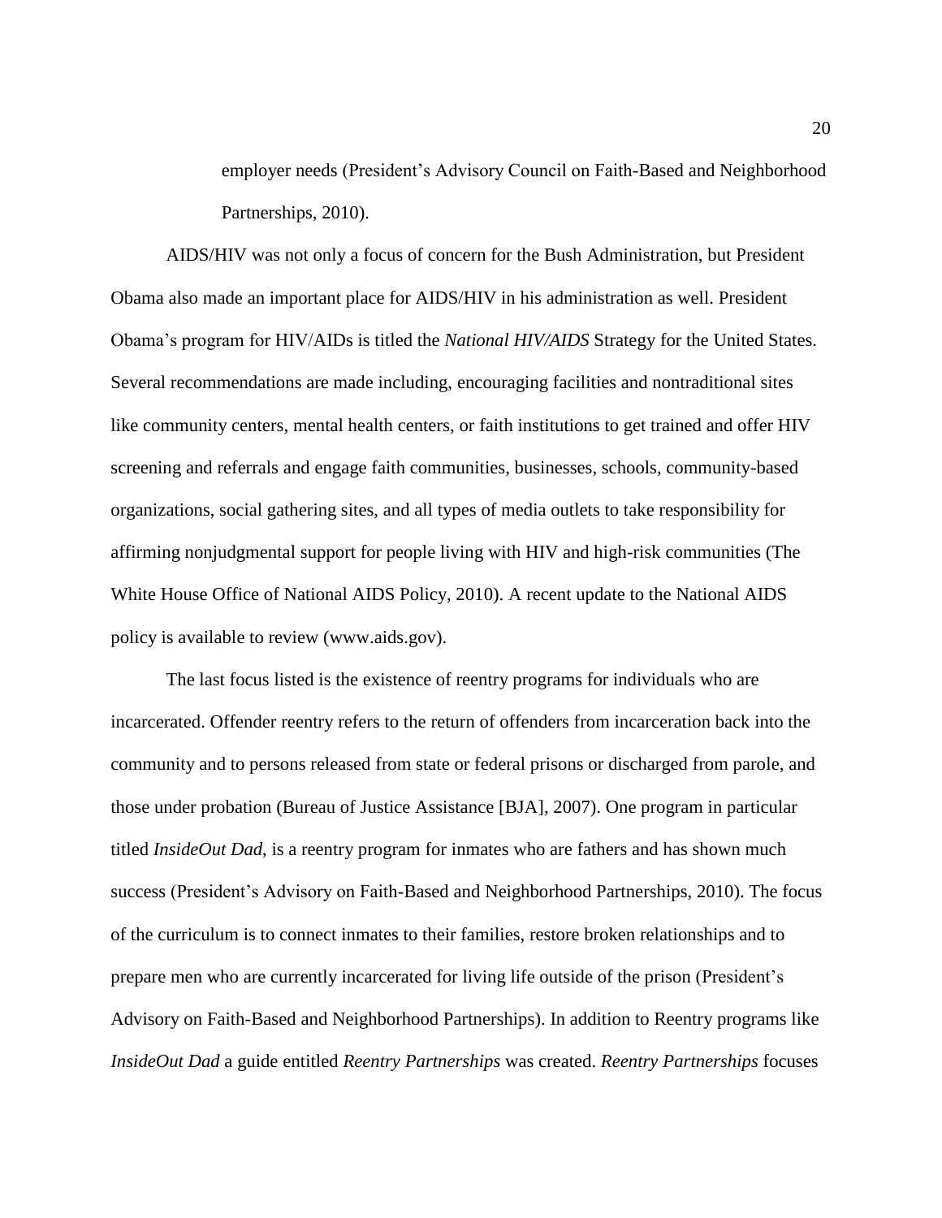employer needs (President's Advisory Council on Faith-Based and Neighborhood Partnerships, 2010).

AIDS/HIV was not only a focus of concern for the Bush Administration, but President Obama also made an important place for AIDS/HIV in his administration as well. President Obama's program for HIV/AIDs is titled the *National HIV/AIDS* Strategy for the United States. Several recommendations are made including, encouraging facilities and nontraditional sites like community centers, mental health centers, or faith institutions to get trained and offer HIV screening and referrals and engage faith communities, businesses, schools, community-based organizations, social gathering sites, and all types of media outlets to take responsibility for affirming nonjudgmental support for people living with HIV and high-risk communities (The White House Office of National AIDS Policy, 2010). A recent update to the National AIDS policy is available to review (www.aids.gov).

The last focus listed is the existence of reentry programs for individuals who are incarcerated. Offender reentry refers to the return of offenders from incarceration back into the community and to persons released from state or federal prisons or discharged from parole, and those under probation (Bureau of Justice Assistance [BJA], 2007). One program in particular titled *InsideOut Dad*, is a reentry program for inmates who are fathers and has shown much success (President's Advisory on Faith-Based and Neighborhood Partnerships, 2010). The focus of the curriculum is to connect inmates to their families, restore broken relationships and to prepare men who are currently incarcerated for living life outside of the prison (President's Advisory on Faith-Based and Neighborhood Partnerships). In addition to Reentry programs like *InsideOut Dad* a guide entitled *Reentry Partnerships* was created. *Reentry Partnerships* focuses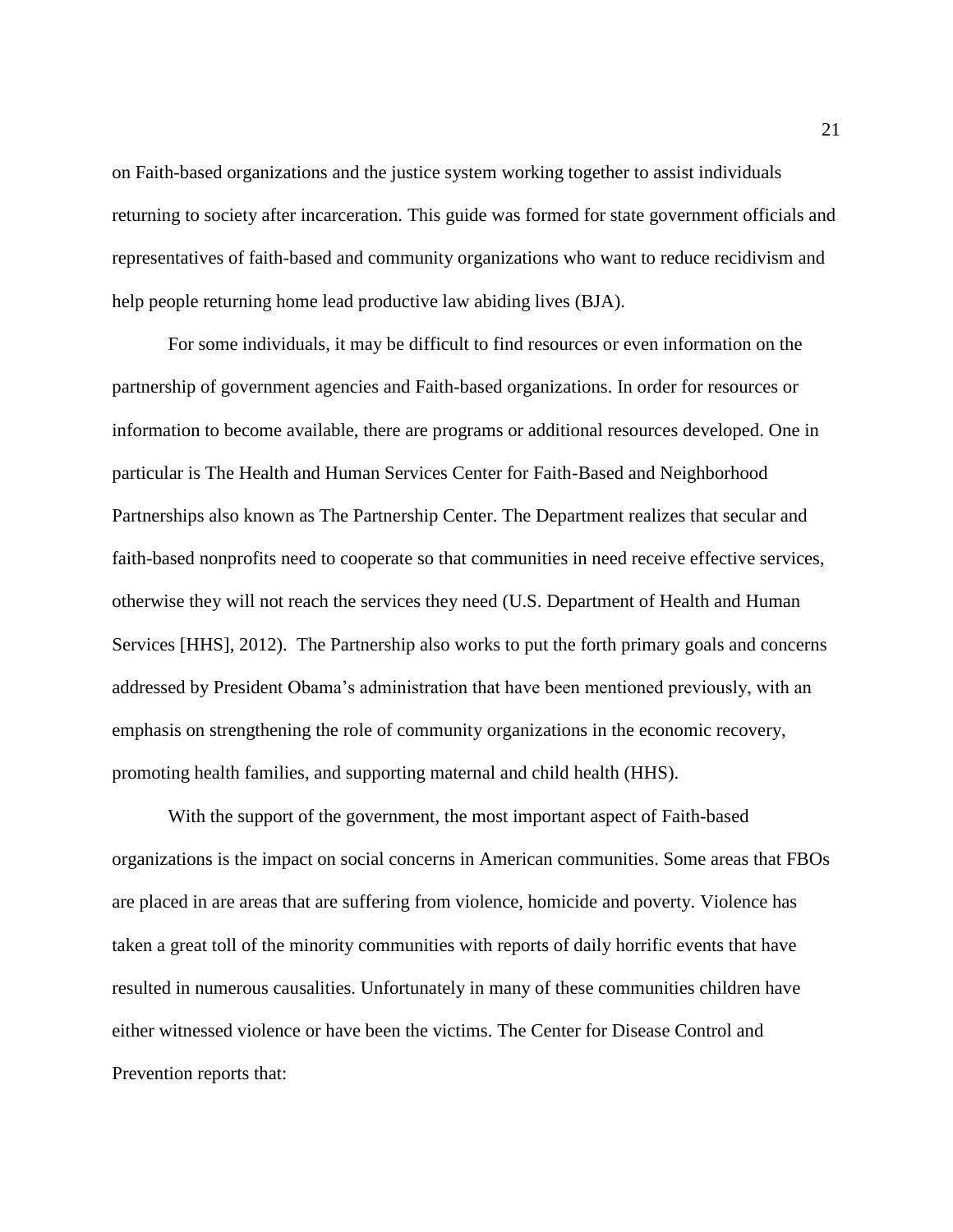on Faith-based organizations and the justice system working together to assist individuals returning to society after incarceration. This guide was formed for state government officials and representatives of faith-based and community organizations who want to reduce recidivism and help people returning home lead productive law abiding lives (BJA).

For some individuals, it may be difficult to find resources or even information on the partnership of government agencies and Faith-based organizations. In order for resources or information to become available, there are programs or additional resources developed. One in particular is The Health and Human Services Center for Faith-Based and Neighborhood Partnerships also known as The Partnership Center. The Department realizes that secular and faith-based nonprofits need to cooperate so that communities in need receive effective services, otherwise they will not reach the services they need (U.S. Department of Health and Human Services [HHS], 2012). The Partnership also works to put the forth primary goals and concerns addressed by President Obama's administration that have been mentioned previously, with an emphasis on strengthening the role of community organizations in the economic recovery, promoting health families, and supporting maternal and child health (HHS).

With the support of the government, the most important aspect of Faith-based organizations is the impact on social concerns in American communities. Some areas that FBOs are placed in are areas that are suffering from violence, homicide and poverty. Violence has taken a great toll of the minority communities with reports of daily horrific events that have resulted in numerous causalities. Unfortunately in many of these communities children have either witnessed violence or have been the victims. The Center for Disease Control and Prevention reports that: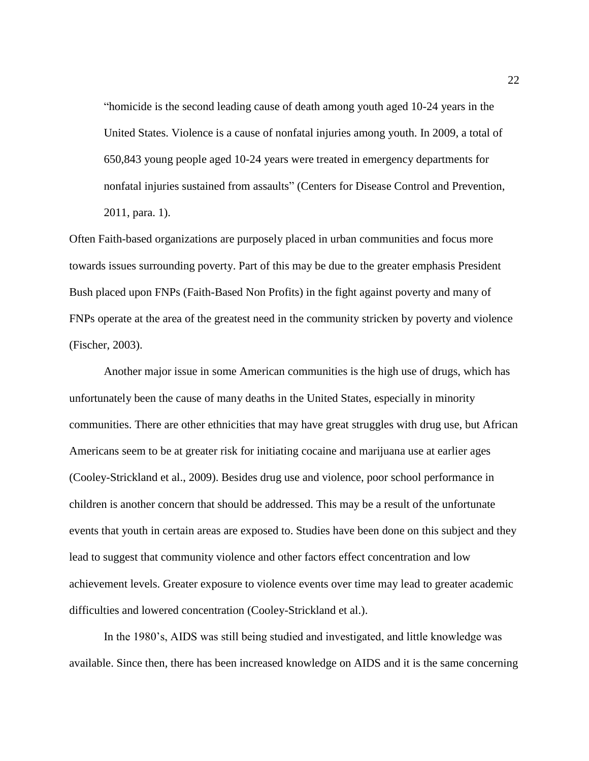> "homicide is the second leading cause of death among youth aged 10-24 years in the United States. Violence is a cause of nonfatal injuries among youth. In 2009, a total of 650,843 young people aged 10-24 years were treated in emergency departments for nonfatal injuries sustained from assaults" (Centers for Disease Control and Prevention, 2011, para. 1).

Often Faith-based organizations are purposely placed in urban communities and focus more towards issues surrounding poverty. Part of this may be due to the greater emphasis President Bush placed upon FNPs (Faith-Based Non Profits) in the fight against poverty and many of FNPs operate at the area of the greatest need in the community stricken by poverty and violence (Fischer, 2003).

Another major issue in some American communities is the high use of drugs, which has unfortunately been the cause of many deaths in the United States, especially in minority communities. There are other ethnicities that may have great struggles with drug use, but African Americans seem to be at greater risk for initiating cocaine and marijuana use at earlier ages (Cooley-Strickland et al., 2009). Besides drug use and violence, poor school performance in children is another concern that should be addressed. This may be a result of the unfortunate events that youth in certain areas are exposed to. Studies have been done on this subject and they lead to suggest that community violence and other factors effect concentration and low achievement levels. Greater exposure to violence events over time may lead to greater academic difficulties and lowered concentration (Cooley-Strickland et al.).

In the 1980's, AIDS was still being studied and investigated, and little knowledge was available. Since then, there has been increased knowledge on AIDS and it is the same concerning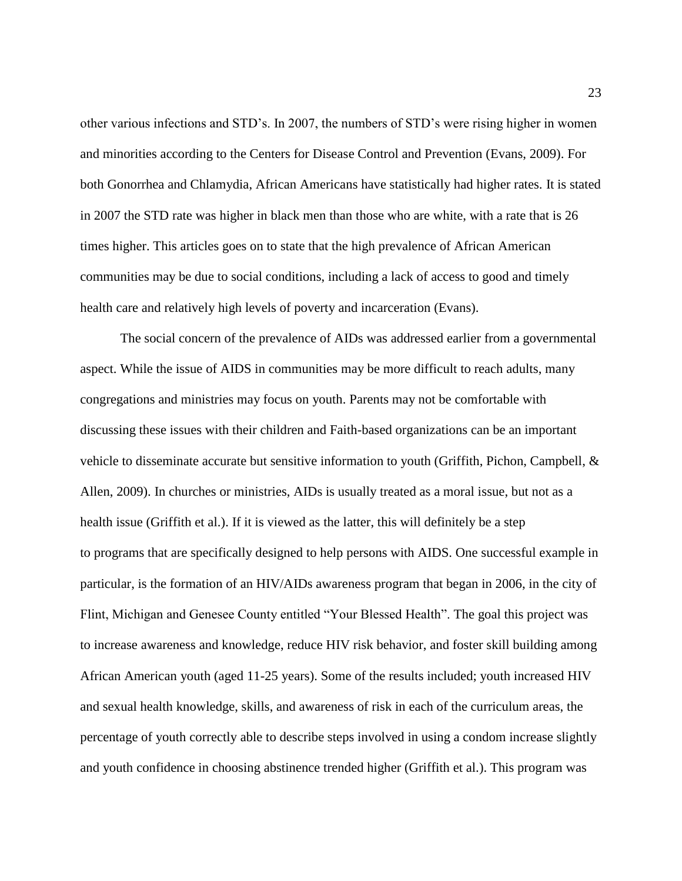other various infections and STD's. In 2007, the numbers of STD's were rising higher in women and minorities according to the Centers for Disease Control and Prevention (Evans, 2009). For both Gonorrhea and Chlamydia, African Americans have statistically had higher rates. It is stated in 2007 the STD rate was higher in black men than those who are white, with a rate that is 26 times higher. This articles goes on to state that the high prevalence of African American communities may be due to social conditions, including a lack of access to good and timely health care and relatively high levels of poverty and incarceration (Evans).

The social concern of the prevalence of AIDs was addressed earlier from a governmental aspect. While the issue of AIDS in communities may be more difficult to reach adults, many congregations and ministries may focus on youth. Parents may not be comfortable with discussing these issues with their children and Faith-based organizations can be an important vehicle to disseminate accurate but sensitive information to youth (Griffith, Pichon, Campbell, & Allen, 2009). In churches or ministries, AIDs is usually treated as a moral issue, but not as a health issue (Griffith et al.). If it is viewed as the latter, this will definitely be a step to programs that are specifically designed to help persons with AIDS. One successful example in particular, is the formation of an HIV/AIDs awareness program that began in 2006, in the city of Flint, Michigan and Genesee County entitled "Your Blessed Health". The goal this project was to increase awareness and knowledge, reduce HIV risk behavior, and foster skill building among African American youth (aged 11-25 years). Some of the results included; youth increased HIV and sexual health knowledge, skills, and awareness of risk in each of the curriculum areas, the percentage of youth correctly able to describe steps involved in using a condom increase slightly and youth confidence in choosing abstinence trended higher (Griffith et al.). This program was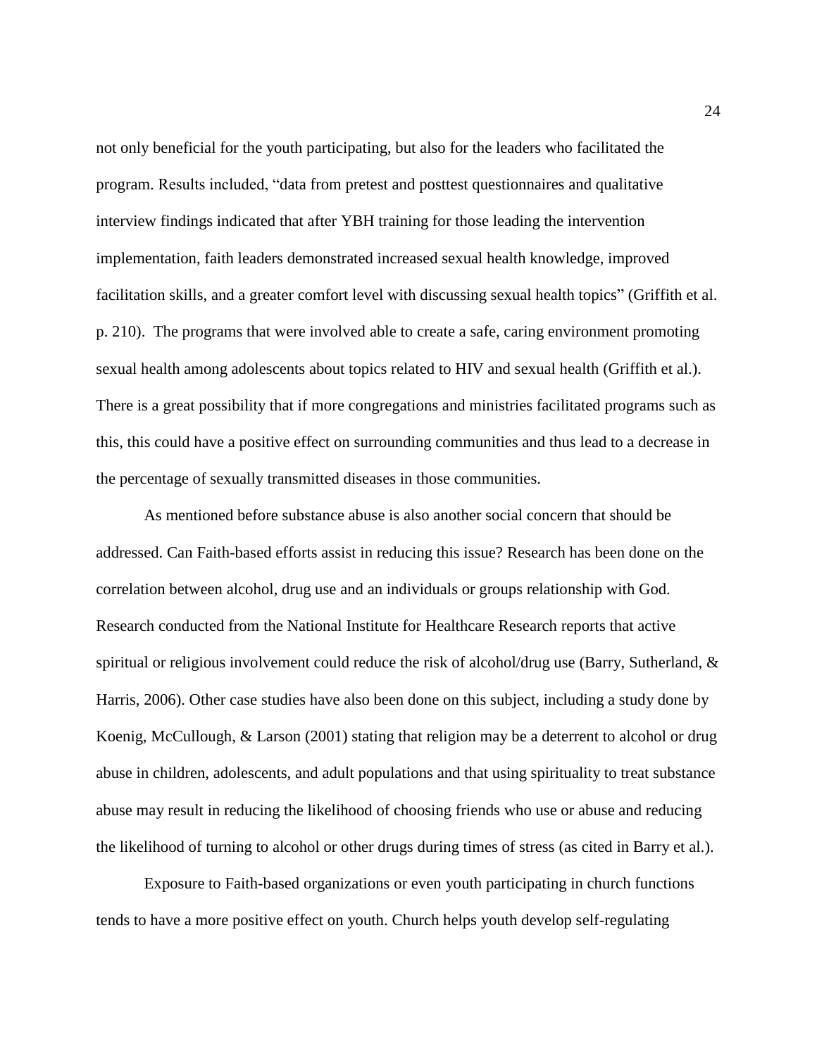not only beneficial for the youth participating, but also for the leaders who facilitated the program. Results included, "data from pretest and posttest questionnaires and qualitative interview findings indicated that after YBH training for those leading the intervention implementation, faith leaders demonstrated increased sexual health knowledge, improved facilitation skills, and a greater comfort level with discussing sexual health topics" (Griffith et al. p. 210). The programs that were involved able to create a safe, caring environment promoting sexual health among adolescents about topics related to HIV and sexual health (Griffith et al.). There is a great possibility that if more congregations and ministries facilitated programs such as this, this could have a positive effect on surrounding communities and thus lead to a decrease in the percentage of sexually transmitted diseases in those communities.

As mentioned before substance abuse is also another social concern that should be addressed. Can Faith-based efforts assist in reducing this issue? Research has been done on the correlation between alcohol, drug use and an individuals or groups relationship with God. Research conducted from the National Institute for Healthcare Research reports that active spiritual or religious involvement could reduce the risk of alcohol/drug use (Barry, Sutherland, & Harris, 2006). Other case studies have also been done on this subject, including a study done by Koenig, McCullough, & Larson (2001) stating that religion may be a deterrent to alcohol or drug abuse in children, adolescents, and adult populations and that using spirituality to treat substance abuse may result in reducing the likelihood of choosing friends who use or abuse and reducing the likelihood of turning to alcohol or other drugs during times of stress (as cited in Barry et al.).

Exposure to Faith-based organizations or even youth participating in church functions tends to have a more positive effect on youth. Church helps youth develop self-regulating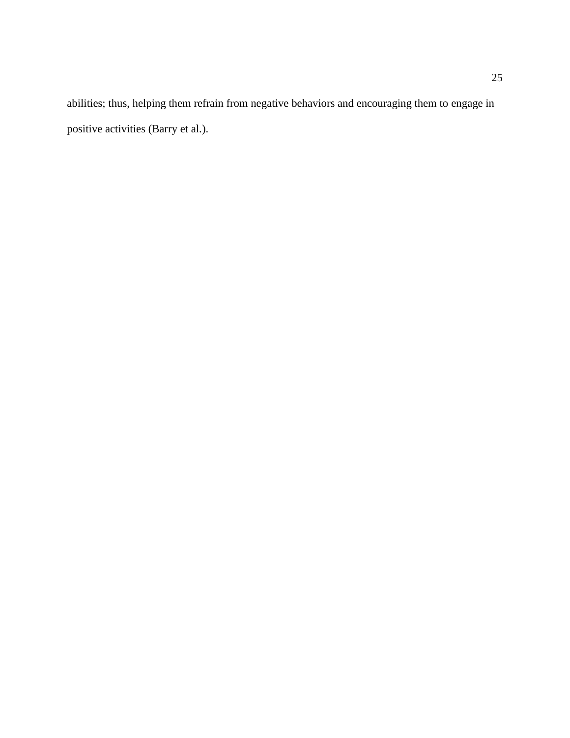abilities; thus, helping them refrain from negative behaviors and encouraging them to engage in positive activities (Barry et al.).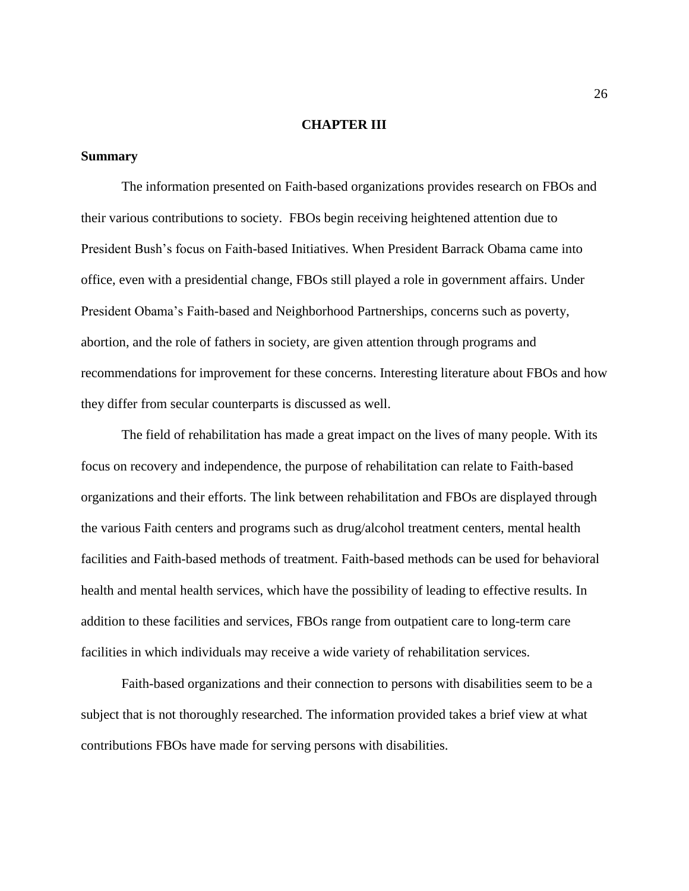# CHAPTER III

## Summary

The information presented on Faith-based organizations provides research on FBOs and their various contributions to society. FBOs begin receiving heightened attention due to President Bush's focus on Faith-based Initiatives. When President Barrack Obama came into office, even with a presidential change, FBOs still played a role in government affairs. Under President Obama's Faith-based and Neighborhood Partnerships, concerns such as poverty, abortion, and the role of fathers in society, are given attention through programs and recommendations for improvement for these concerns. Interesting literature about FBOs and how they differ from secular counterparts is discussed as well.

The field of rehabilitation has made a great impact on the lives of many people. With its focus on recovery and independence, the purpose of rehabilitation can relate to Faith-based organizations and their efforts. The link between rehabilitation and FBOs are displayed through the various Faith centers and programs such as drug/alcohol treatment centers, mental health facilities and Faith-based methods of treatment. Faith-based methods can be used for behavioral health and mental health services, which have the possibility of leading to effective results. In addition to these facilities and services, FBOs range from outpatient care to long-term care facilities in which individuals may receive a wide variety of rehabilitation services.

Faith-based organizations and their connection to persons with disabilities seem to be a subject that is not thoroughly researched. The information provided takes a brief view at what contributions FBOs have made for serving persons with disabilities.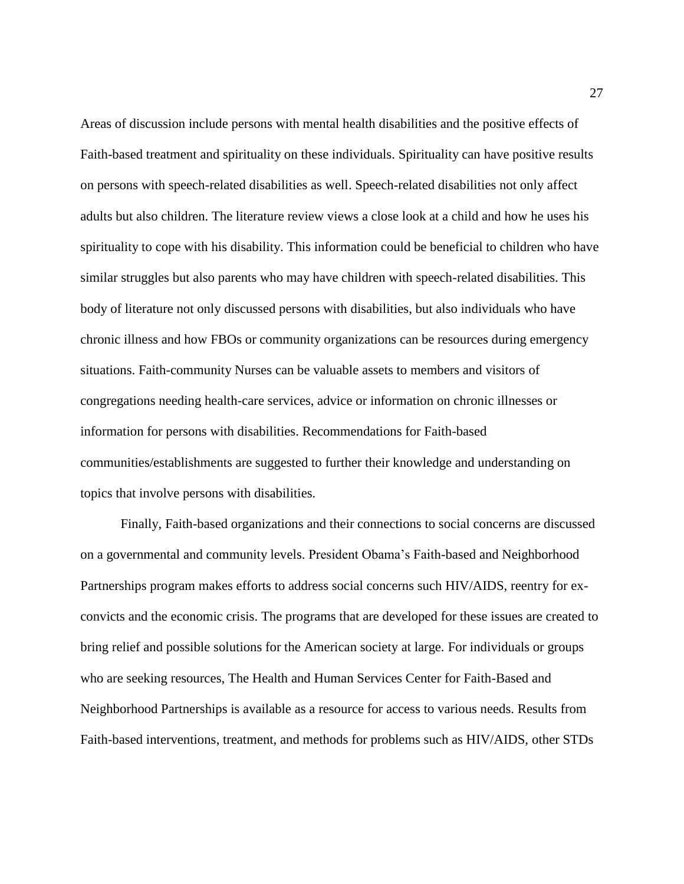Areas of discussion include persons with mental health disabilities and the positive effects of Faith-based treatment and spirituality on these individuals. Spirituality can have positive results on persons with speech-related disabilities as well. Speech-related disabilities not only affect adults but also children. The literature review views a close look at a child and how he uses his spirituality to cope with his disability. This information could be beneficial to children who have similar struggles but also parents who may have children with speech-related disabilities. This body of literature not only discussed persons with disabilities, but also individuals who have chronic illness and how FBOs or community organizations can be resources during emergency situations. Faith-community Nurses can be valuable assets to members and visitors of congregations needing health-care services, advice or information on chronic illnesses or information for persons with disabilities. Recommendations for Faith-based communities/establishments are suggested to further their knowledge and understanding on topics that involve persons with disabilities.

Finally, Faith-based organizations and their connections to social concerns are discussed on a governmental and community levels. President Obama's Faith-based and Neighborhood Partnerships program makes efforts to address social concerns such HIV/AIDS, reentry for ex-convicts and the economic crisis. The programs that are developed for these issues are created to bring relief and possible solutions for the American society at large. For individuals or groups who are seeking resources, The Health and Human Services Center for Faith-Based and Neighborhood Partnerships is available as a resource for access to various needs. Results from Faith-based interventions, treatment, and methods for problems such as HIV/AIDS, other STDs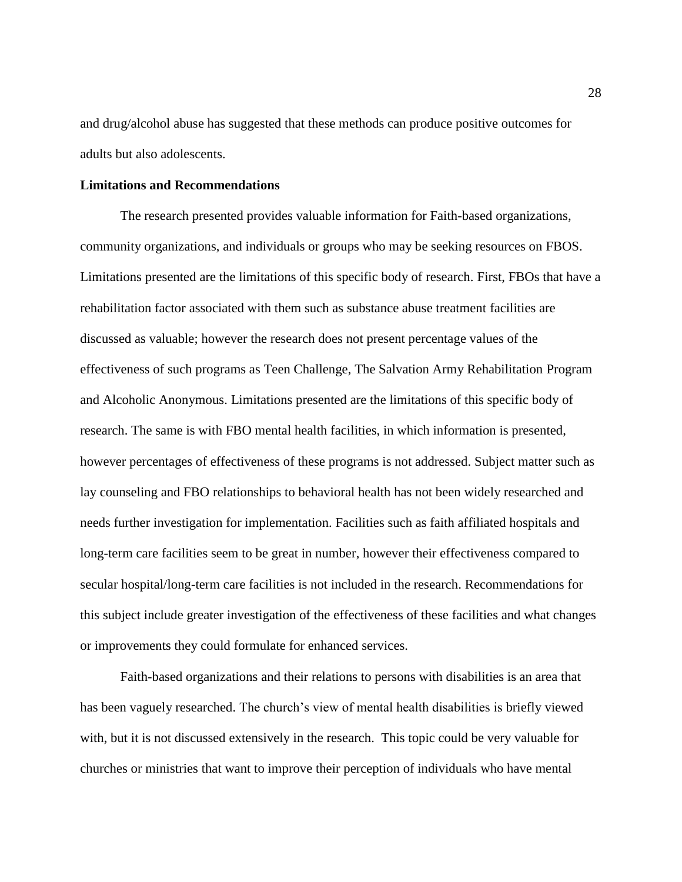and drug/alcohol abuse has suggested that these methods can produce positive outcomes for adults but also adolescents.

**Limitations and Recommendations**

The research presented provides valuable information for Faith-based organizations, community organizations, and individuals or groups who may be seeking resources on FBOS. Limitations presented are the limitations of this specific body of research. First, FBOs that have a rehabilitation factor associated with them such as substance abuse treatment facilities are discussed as valuable; however the research does not present percentage values of the effectiveness of such programs as Teen Challenge, The Salvation Army Rehabilitation Program and Alcoholic Anonymous. Limitations presented are the limitations of this specific body of research. The same is with FBO mental health facilities, in which information is presented, however percentages of effectiveness of these programs is not addressed. Subject matter such as lay counseling and FBO relationships to behavioral health has not been widely researched and needs further investigation for implementation. Facilities such as faith affiliated hospitals and long-term care facilities seem to be great in number, however their effectiveness compared to secular hospital/long-term care facilities is not included in the research. Recommendations for this subject include greater investigation of the effectiveness of these facilities and what changes or improvements they could formulate for enhanced services.

Faith-based organizations and their relations to persons with disabilities is an area that has been vaguely researched. The church's view of mental health disabilities is briefly viewed with, but it is not discussed extensively in the research. This topic could be very valuable for churches or ministries that want to improve their perception of individuals who have mental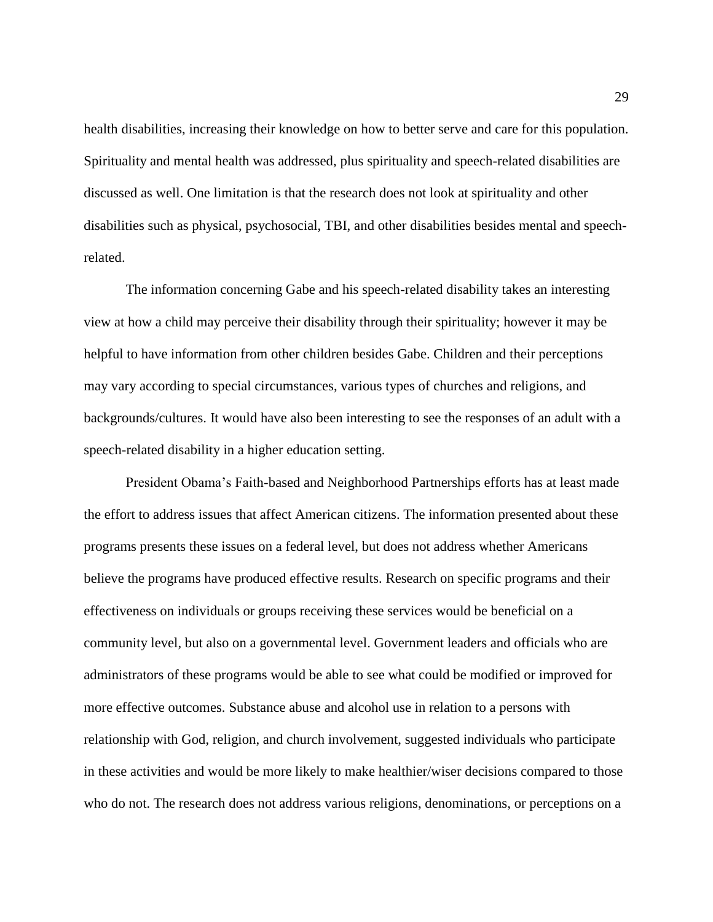health disabilities, increasing their knowledge on how to better serve and care for this population. Spirituality and mental health was addressed, plus spirituality and speech-related disabilities are discussed as well. One limitation is that the research does not look at spirituality and other disabilities such as physical, psychosocial, TBI, and other disabilities besides mental and speech-related.

The information concerning Gabe and his speech-related disability takes an interesting view at how a child may perceive their disability through their spirituality; however it may be helpful to have information from other children besides Gabe. Children and their perceptions may vary according to special circumstances, various types of churches and religions, and backgrounds/cultures. It would have also been interesting to see the responses of an adult with a speech-related disability in a higher education setting.

President Obama's Faith-based and Neighborhood Partnerships efforts has at least made the effort to address issues that affect American citizens. The information presented about these programs presents these issues on a federal level, but does not address whether Americans believe the programs have produced effective results. Research on specific programs and their effectiveness on individuals or groups receiving these services would be beneficial on a community level, but also on a governmental level. Government leaders and officials who are administrators of these programs would be able to see what could be modified or improved for more effective outcomes. Substance abuse and alcohol use in relation to a persons with relationship with God, religion, and church involvement, suggested individuals who participate in these activities and would be more likely to make healthier/wiser decisions compared to those who do not. The research does not address various religions, denominations, or perceptions on a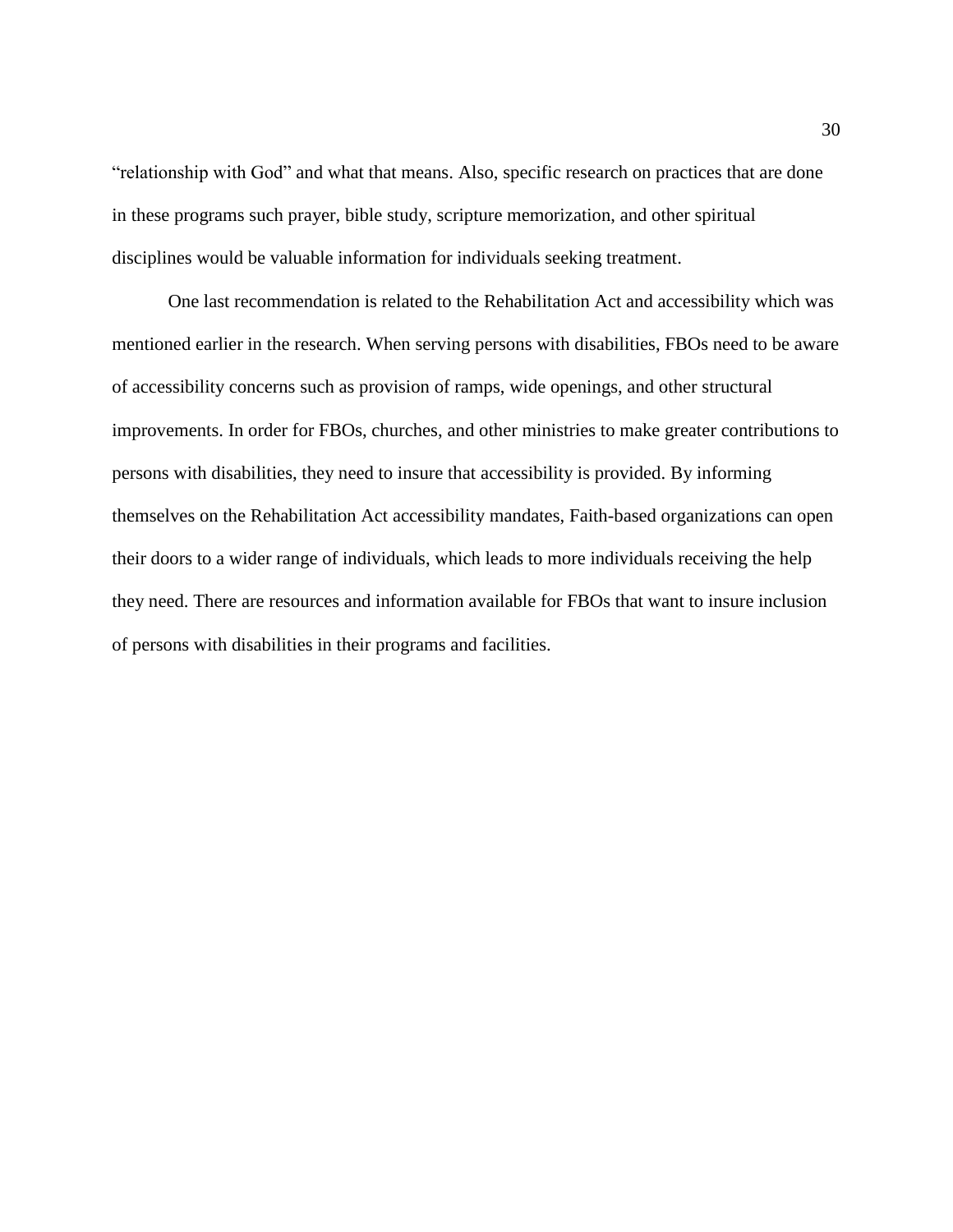"relationship with God" and what that means. Also, specific research on practices that are done in these programs such prayer, bible study, scripture memorization, and other spiritual disciplines would be valuable information for individuals seeking treatment.

One last recommendation is related to the Rehabilitation Act and accessibility which was mentioned earlier in the research. When serving persons with disabilities, FBOs need to be aware of accessibility concerns such as provision of ramps, wide openings, and other structural improvements. In order for FBOs, churches, and other ministries to make greater contributions to persons with disabilities, they need to insure that accessibility is provided. By informing themselves on the Rehabilitation Act accessibility mandates, Faith-based organizations can open their doors to a wider range of individuals, which leads to more individuals receiving the help they need. There are resources and information available for FBOs that want to insure inclusion of persons with disabilities in their programs and facilities.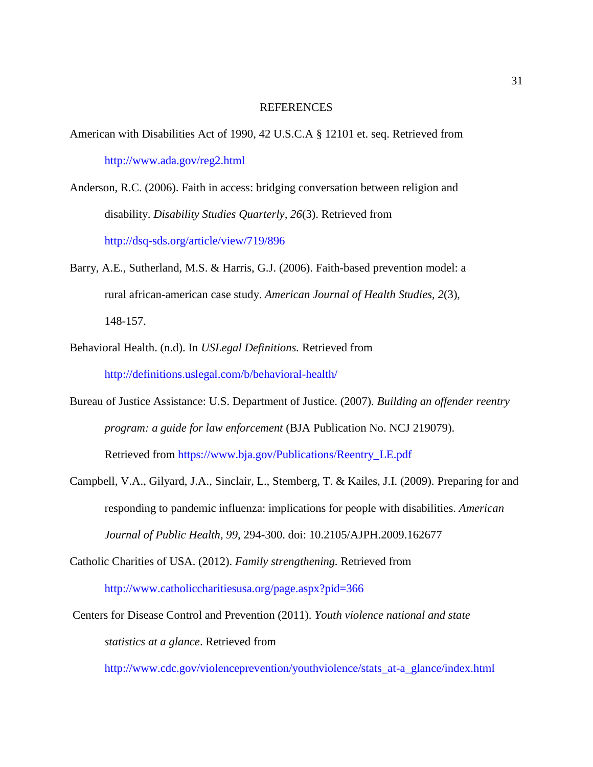# REFERENCES

American with Disabilities Act of 1990, 42 U.S.C.A § 12101 et. seq. Retrieved from http://www.ada.gov/reg2.html

Anderson, R.C. (2006). Faith in access: bridging conversation between religion and disability. *Disability Studies Quarterly*, *26*(3). Retrieved from http://dsq-sds.org/article/view/719/896

Barry, A.E., Sutherland, M.S. & Harris, G.J. (2006). Faith-based prevention model: a rural african-american case study. *American Journal of Health Studies, 2*(3), 148-157.

Behavioral Health. (n.d). In *USLegal Definitions.* Retrieved from http://definitions.uslegal.com/b/behavioral-health/

Bureau of Justice Assistance: U.S. Department of Justice. (2007). *Building an offender reentry program: a guide for law enforcement* (BJA Publication No. NCJ 219079). Retrieved from https://www.bja.gov/Publications/Reentry_LE.pdf

Campbell, V.A., Gilyard, J.A., Sinclair, L., Stemberg, T. & Kailes, J.I. (2009). Preparing for and responding to pandemic influenza: implications for people with disabilities. *American Journal of Public Health, 99,* 294-300. doi: 10.2105/AJPH.2009.162677

Catholic Charities of USA. (2012). *Family strengthening.* Retrieved from http://www.catholiccharitiesusa.org/page.aspx?pid=366

Centers for Disease Control and Prevention (2011). *Youth violence national and state statistics at a glance*. Retrieved from http://www.cdc.gov/violenceprevention/youthviolence/stats_at-a_glance/index.html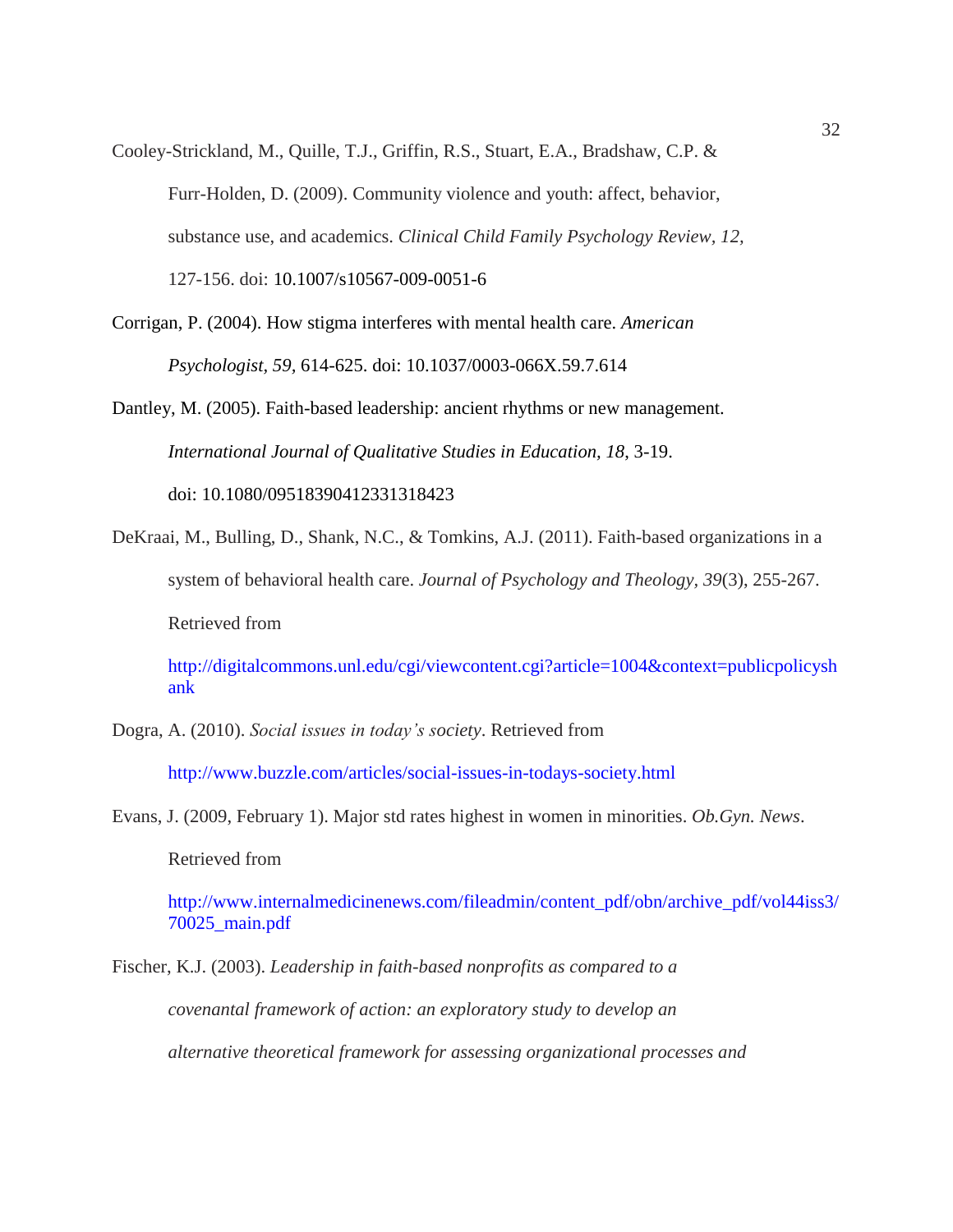Cooley-Strickland, M., Quille, T.J., Griffin, R.S., Stuart, E.A., Bradshaw, C.P. & Furr-Holden, D. (2009). Community violence and youth: affect, behavior, substance use, and academics. *Clinical Child Family Psychology Review, 12,* 127-156. doi: 10.1007/s10567-009-0051-6

Corrigan, P. (2004). How stigma interferes with mental health care. *American Psychologist, 59,* 614-625. doi: 10.1037/0003-066X.59.7.614

Dantley, M. (2005). Faith-based leadership: ancient rhythms or new management. *International Journal of Qualitative Studies in Education, 18,* 3-19. doi: 10.1080/09518390412331318423

DeKraai, M., Bulling, D., Shank, N.C., & Tomkins, A.J. (2011). Faith-based organizations in a system of behavioral health care. *Journal of Psychology and Theology, 39*(3), 255-267. Retrieved from http://digitalcommons.unl.edu/cgi/viewcontent.cgi?article=1004&context=publicpolicyshank

Dogra, A. (2010). *Social issues in today's society*. Retrieved from http://www.buzzle.com/articles/social-issues-in-todays-society.html

Evans, J. (2009, February 1). Major std rates highest in women in minorities. *Ob.Gyn. News*. Retrieved from http://www.internalmedicinenews.com/fileadmin/content_pdf/obn/archive_pdf/vol44iss3/70025_main.pdf

Fischer, K.J. (2003). *Leadership in faith-based nonprofits as compared to a covenantal framework of action: an exploratory study to develop an alternative theoretical framework for assessing organizational processes and*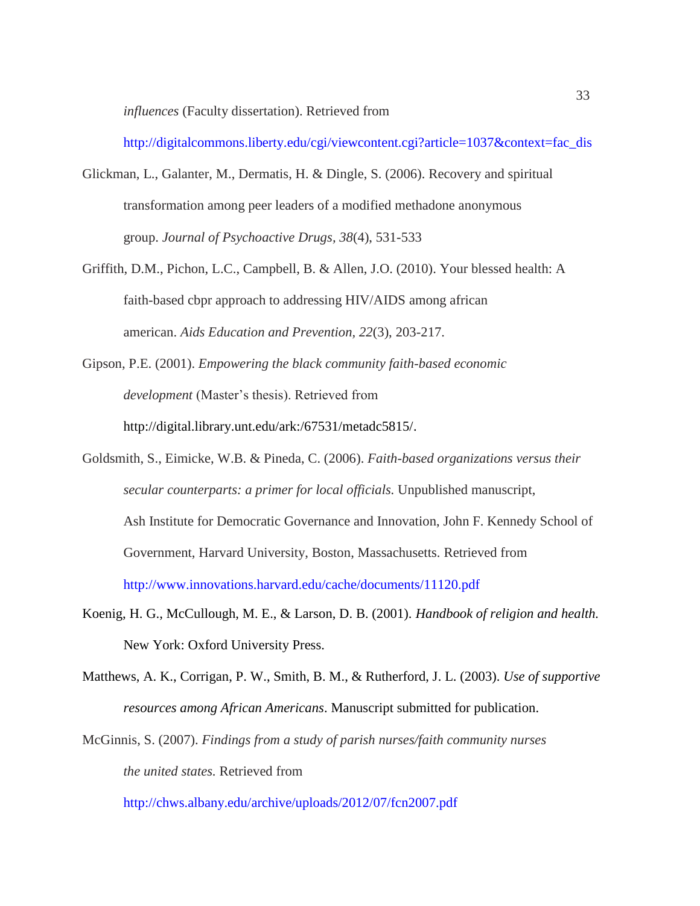*influences* (Faculty dissertation). Retrieved from http://digitalcommons.liberty.edu/cgi/viewcontent.cgi?article=1037&context=fac_dis

Glickman, L., Galanter, M., Dermatis, H. & Dingle, S. (2006). Recovery and spiritual transformation among peer leaders of a modified methadone anonymous group. *Journal of Psychoactive Drugs*, *38*(4), 531-533

Griffith, D.M., Pichon, L.C., Campbell, B. & Allen, J.O. (2010). Your blessed health: A faith-based cbpr approach to addressing HIV/AIDS among african american. *Aids Education and Prevention, 22*(3), 203-217.

Gipson, P.E. (2001). *Empowering the black community faith-based economic development* (Master's thesis). Retrieved from http://digital.library.unt.edu/ark:/67531/metadc5815/.

Goldsmith, S., Eimicke, W.B. & Pineda, C. (2006). *Faith-based organizations versus their secular counterparts: a primer for local officials.* Unpublished manuscript, Ash Institute for Democratic Governance and Innovation, John F. Kennedy School of Government, Harvard University, Boston, Massachusetts. Retrieved from http://www.innovations.harvard.edu/cache/documents/11120.pdf

Koenig, H. G., McCullough, M. E., & Larson, D. B. (2001). *Handbook of religion and health.* New York: Oxford University Press.

Matthews, A. K., Corrigan, P. W., Smith, B. M., & Rutherford, J. L. (2003). *Use of supportive resources among African Americans*. Manuscript submitted for publication.

McGinnis, S. (2007). *Findings from a study of parish nurses/faith community nurses the united states.* Retrieved from http://chws.albany.edu/archive/uploads/2012/07/fcn2007.pdf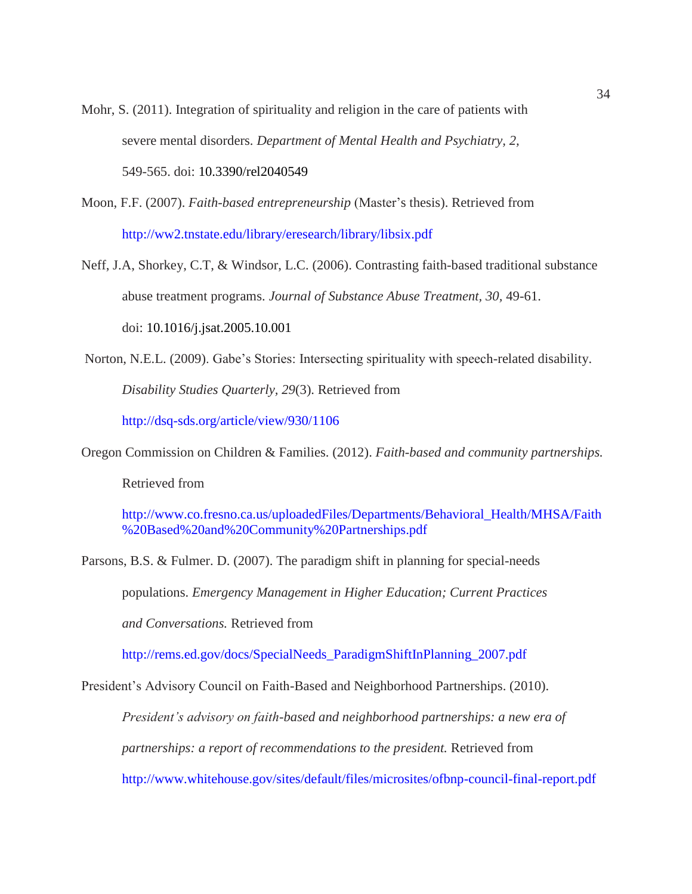Mohr, S. (2011). Integration of spirituality and religion in the care of patients with severe mental disorders. *Department of Mental Health and Psychiatry, 2,* 549-565. doi: 10.3390/rel2040549

Moon, F.F. (2007). *Faith-based entrepreneurship* (Master's thesis). Retrieved from http://ww2.tnstate.edu/library/eresearch/library/libsix.pdf

Neff, J.A, Shorkey, C.T, & Windsor, L.C. (2006). Contrasting faith-based traditional substance abuse treatment programs. *Journal of Substance Abuse Treatment, 30,* 49-61. doi: 10.1016/j.jsat.2005.10.001

Norton, N.E.L. (2009). Gabe's Stories: Intersecting spirituality with speech-related disability. *Disability Studies Quarterly*, *29*(3). Retrieved from http://dsq-sds.org/article/view/930/1106

Oregon Commission on Children & Families. (2012). *Faith-based and community partnerships.* Retrieved from http://www.co.fresno.ca.us/uploadedFiles/Departments/Behavioral_Health/MHSA/Faith%20Based%20and%20Community%20Partnerships.pdf

Parsons, B.S. & Fulmer. D. (2007). The paradigm shift in planning for special-needs populations. *Emergency Management in Higher Education; Current Practices and Conversations.* Retrieved from http://rems.ed.gov/docs/SpecialNeeds_ParadigmShiftInPlanning_2007.pdf

President's Advisory Council on Faith-Based and Neighborhood Partnerships. (2010). *President's advisory on faith-based and neighborhood partnerships: a new era of partnerships: a report of recommendations to the president.* Retrieved from http://www.whitehouse.gov/sites/default/files/microsites/ofbnp-council-final-report.pdf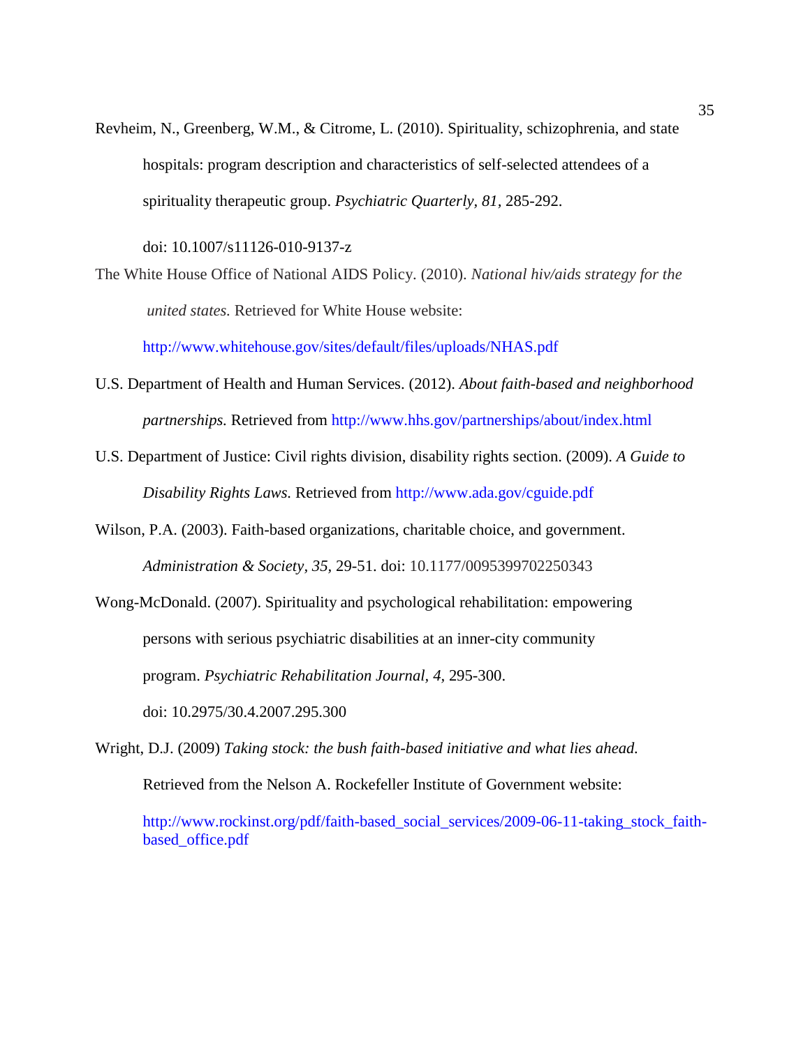Revheim, N., Greenberg, W.M., & Citrome, L. (2010). Spirituality, schizophrenia, and state hospitals: program description and characteristics of self-selected attendees of a spirituality therapeutic group. *Psychiatric Quarterly, 81,* 285-292. doi: 10.1007/s11126-010-9137-z

The White House Office of National AIDS Policy. (2010). *National hiv/aids strategy for the united states.* Retrieved for White House website: http://www.whitehouse.gov/sites/default/files/uploads/NHAS.pdf

U.S. Department of Health and Human Services. (2012). *About faith-based and neighborhood partnerships.* Retrieved from http://www.hhs.gov/partnerships/about/index.html

U.S. Department of Justice: Civil rights division, disability rights section. (2009). *A Guide to Disability Rights Laws.* Retrieved from http://www.ada.gov/cguide.pdf

Wilson, P.A. (2003). Faith-based organizations, charitable choice, and government. *Administration & Society, 35*, 29-51. doi: 10.1177/0095399702250343

Wong-McDonald. (2007). Spirituality and psychological rehabilitation: empowering persons with serious psychiatric disabilities at an inner-city community program. *Psychiatric Rehabilitation Journal, 4,* 295-300. doi: 10.2975/30.4.2007.295.300

Wright, D.J. (2009) *Taking stock: the bush faith-based initiative and what lies ahead.* Retrieved from the Nelson A. Rockefeller Institute of Government website: http://www.rockinst.org/pdf/faith-based_social_services/2009-06-11-taking_stock_faith-based_office.pdf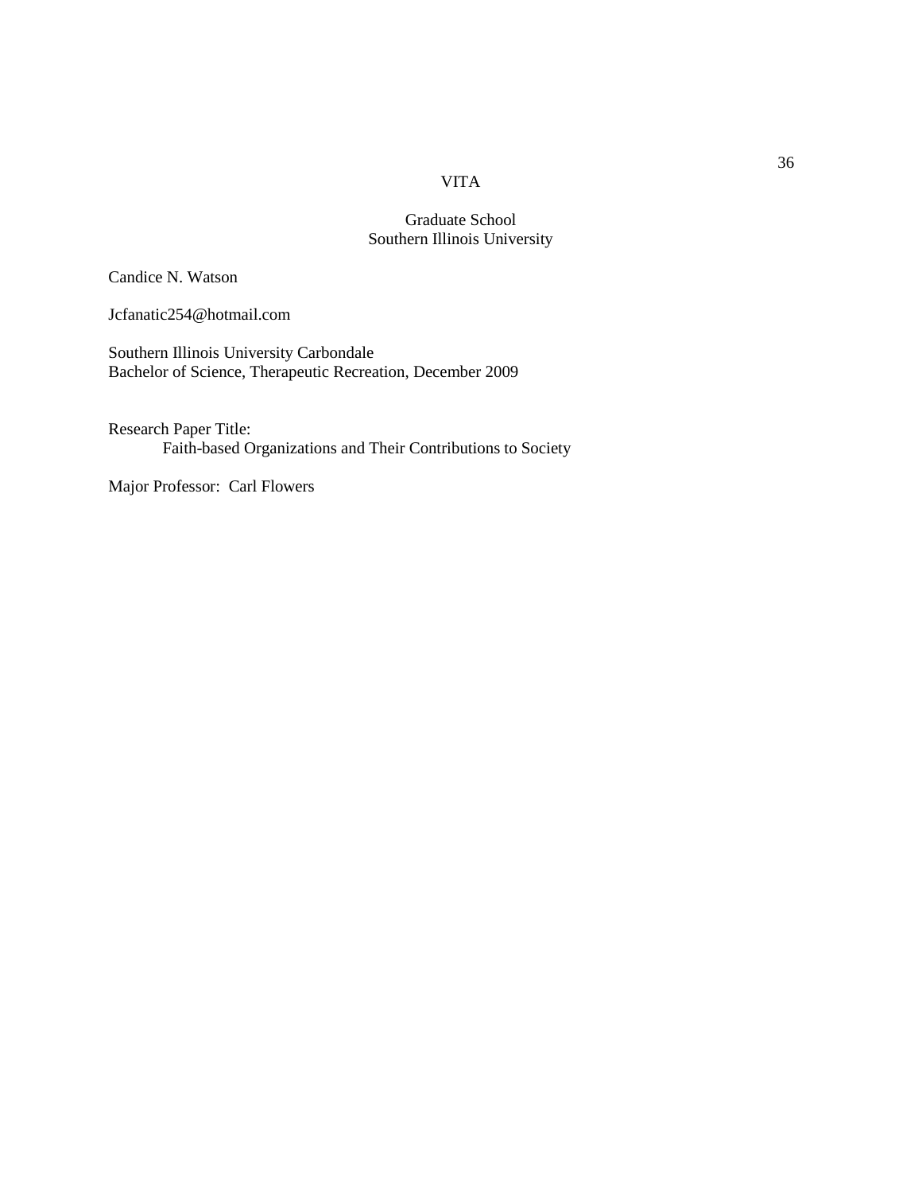# VITA

Graduate School
Southern Illinois University

Candice N. Watson

Jcfanatic254@hotmail.com

Southern Illinois University Carbondale
Bachelor of Science, Therapeutic Recreation, December 2009

Research Paper Title:
Faith-based Organizations and Their Contributions to Society

Major Professor: Carl Flowers